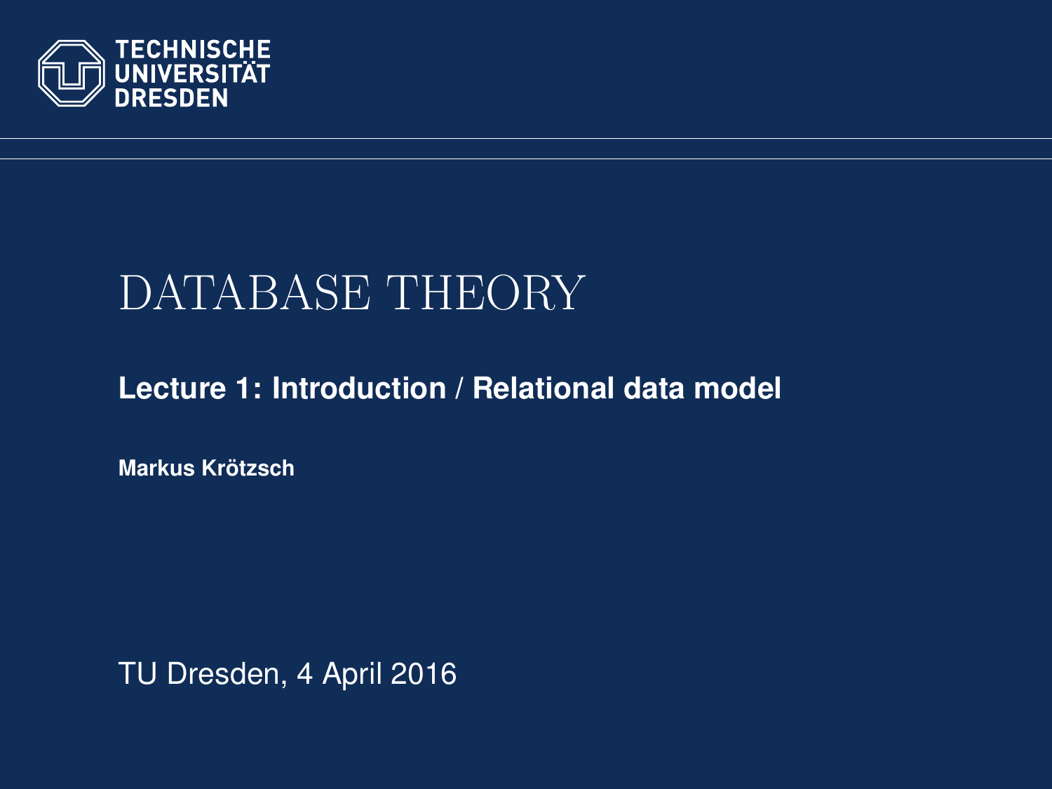TECHNISCHE UNIVERSITÄT DRESDEN

# DATABASE THEORY

## Lecture 1: Introduction / Relational data model

**Markus Krötzsch**

TU Dresden, 4 April 2016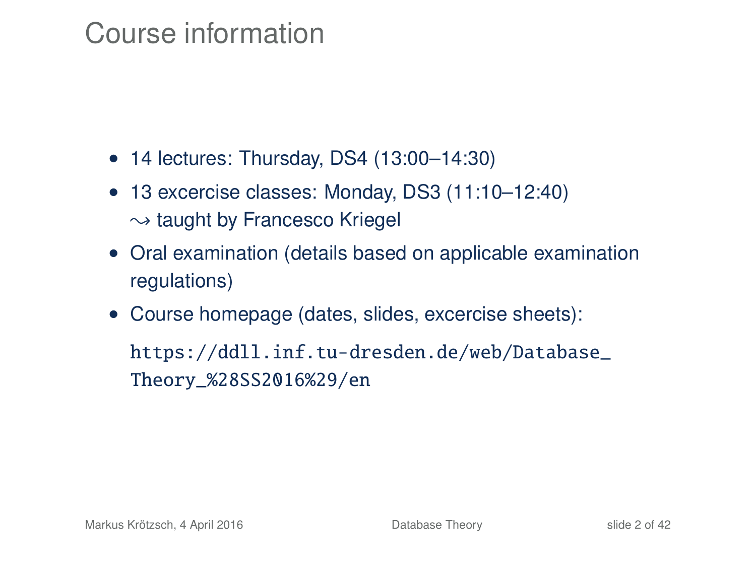# Course information

- 14 lectures: Thursday, DS4 (13:00–14:30)
- 13 excercise classes: Monday, DS3 (11:10–12:40)
  $\leadsto$ taught by Francesco Kriegel
- Oral examination (details based on applicable examination regulations)
- Course homepage (dates, slides, excercise sheets):

  `https://ddll.inf.tu-dresden.de/web/Database_Theory_%28SS2016%29/en`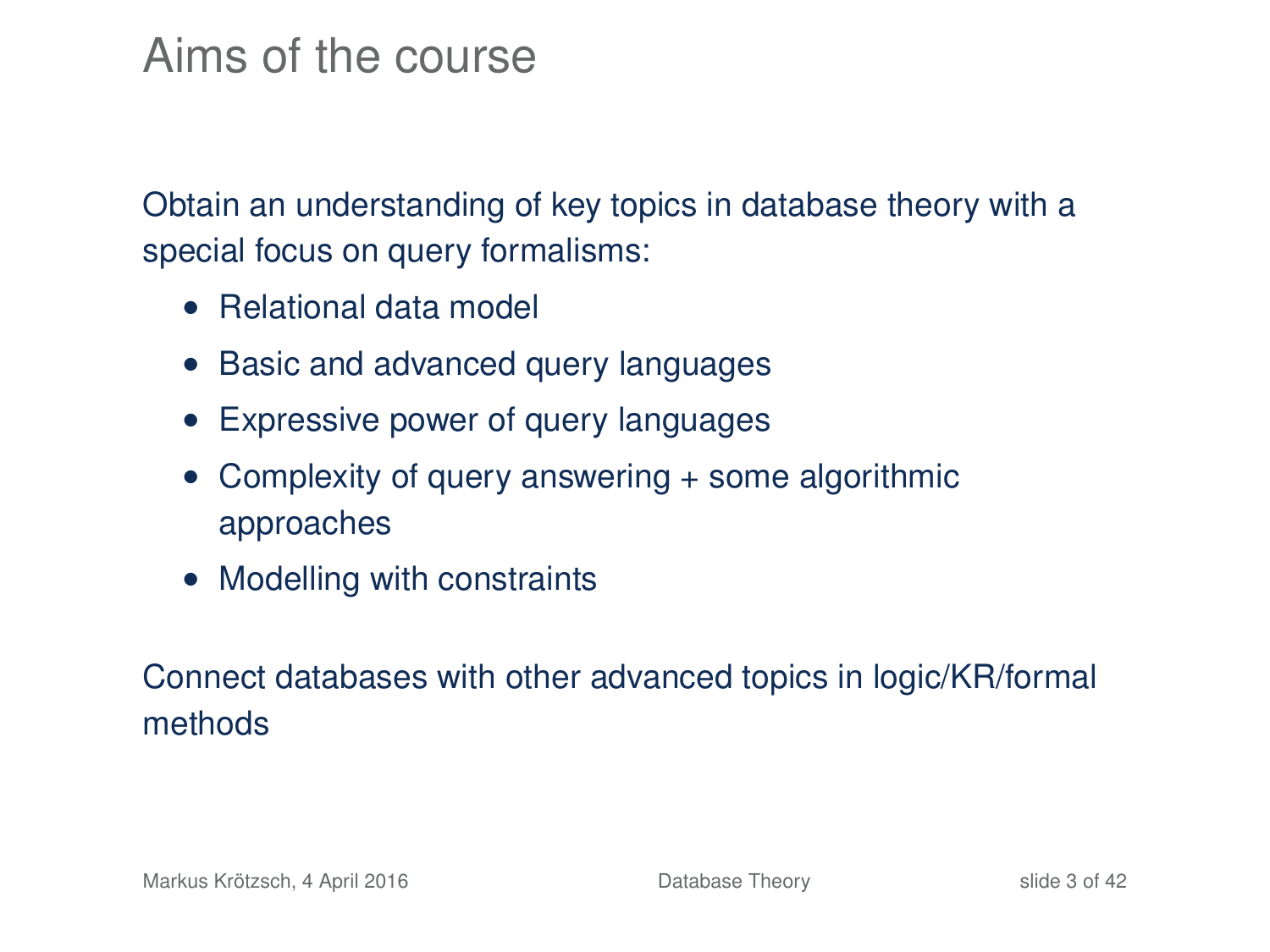# Aims of the course

Obtain an understanding of key topics in database theory with a special focus on query formalisms:

- Relational data model
- Basic and advanced query languages
- Expressive power of query languages
- Complexity of query answering + some algorithmic approaches
- Modelling with constraints

Connect databases with other advanced topics in logic/KR/formal methods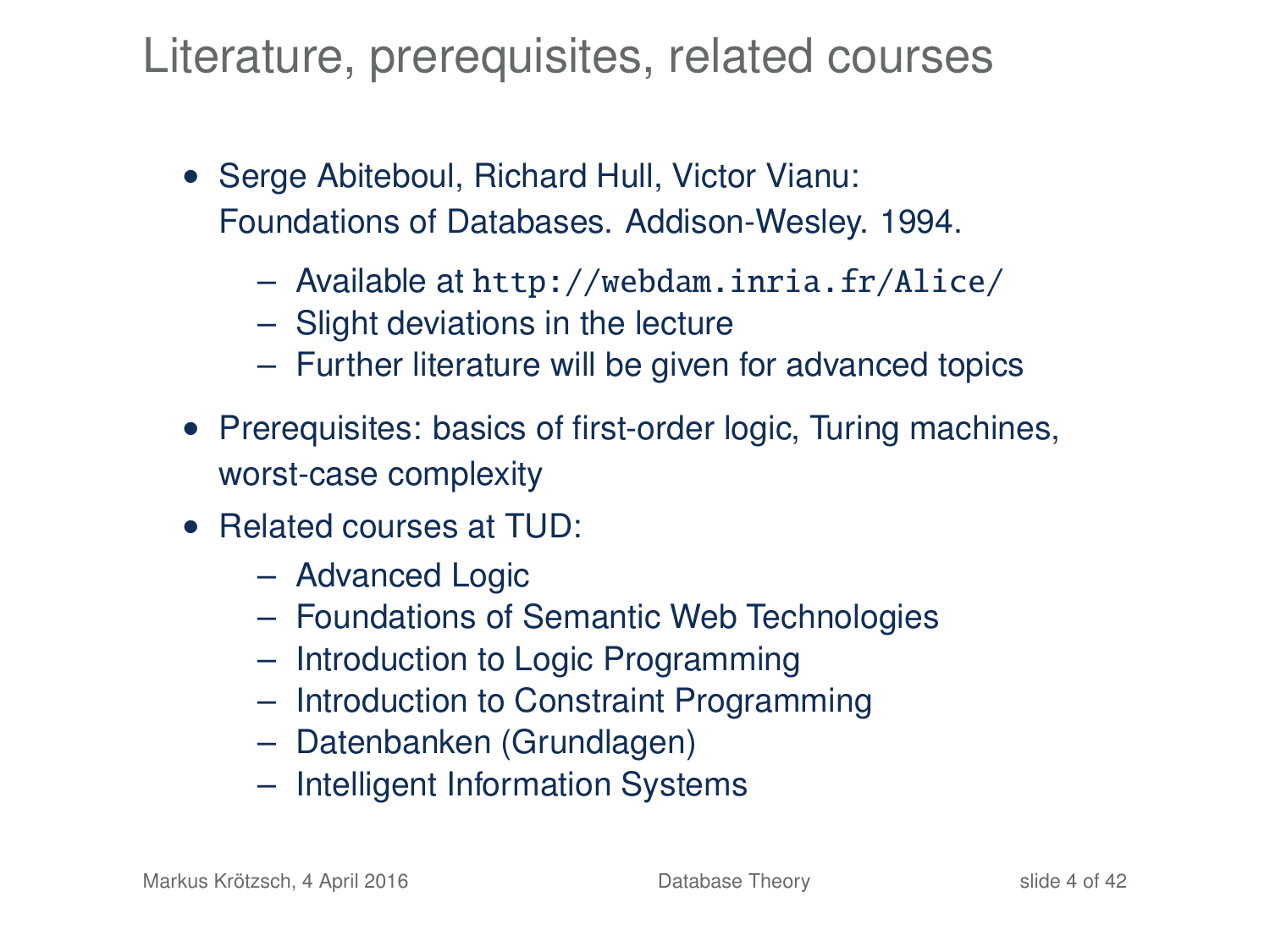# Literature, prerequisites, related courses

- Serge Abiteboul, Richard Hull, Victor Vianu:
  Foundations of Databases. Addison-Wesley. 1994.
  - Available at `http://webdam.inria.fr/Alice/`
  - Slight deviations in the lecture
  - Further literature will be given for advanced topics
- Prerequisites: basics of first-order logic, Turing machines, worst-case complexity
- Related courses at TUD:
  - Advanced Logic
  - Foundations of Semantic Web Technologies
  - Introduction to Logic Programming
  - Introduction to Constraint Programming
  - Datenbanken (Grundlagen)
  - Intelligent Information Systems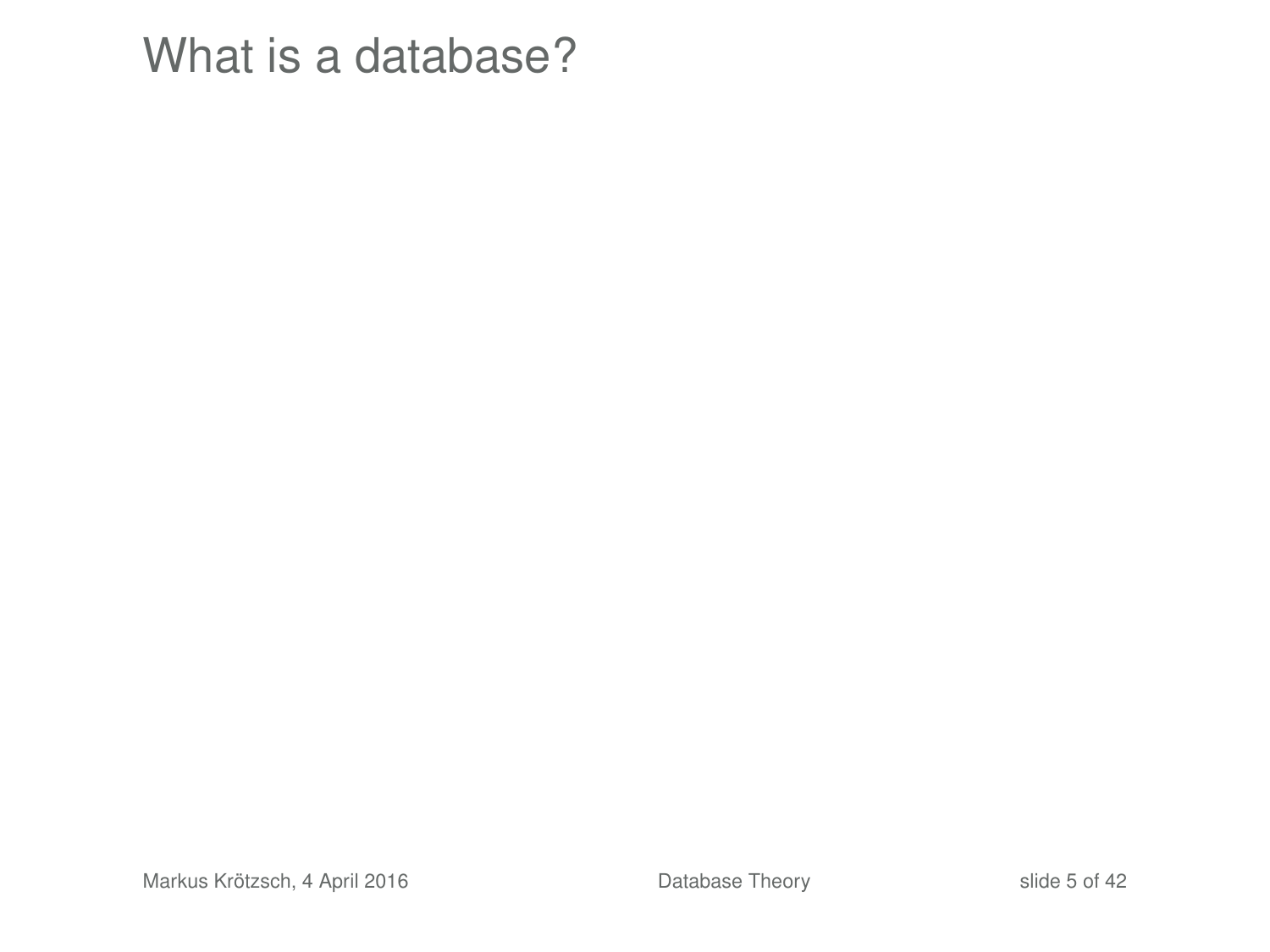# What is a database?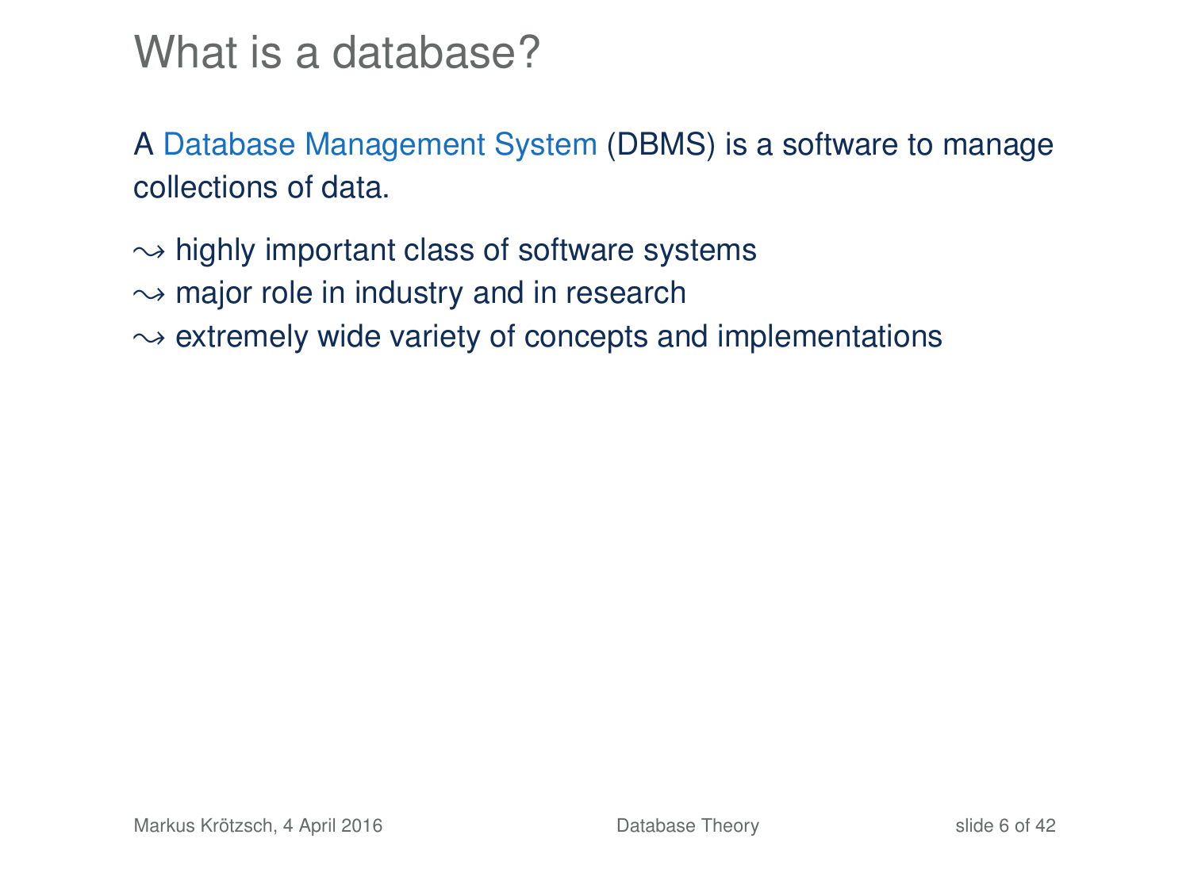# What is a database?

A Database Management System (DBMS) is a software to manage collections of data.

$\leadsto$ highly important class of software systems
$\leadsto$ major role in industry and in research
$\leadsto$ extremely wide variety of concepts and implementations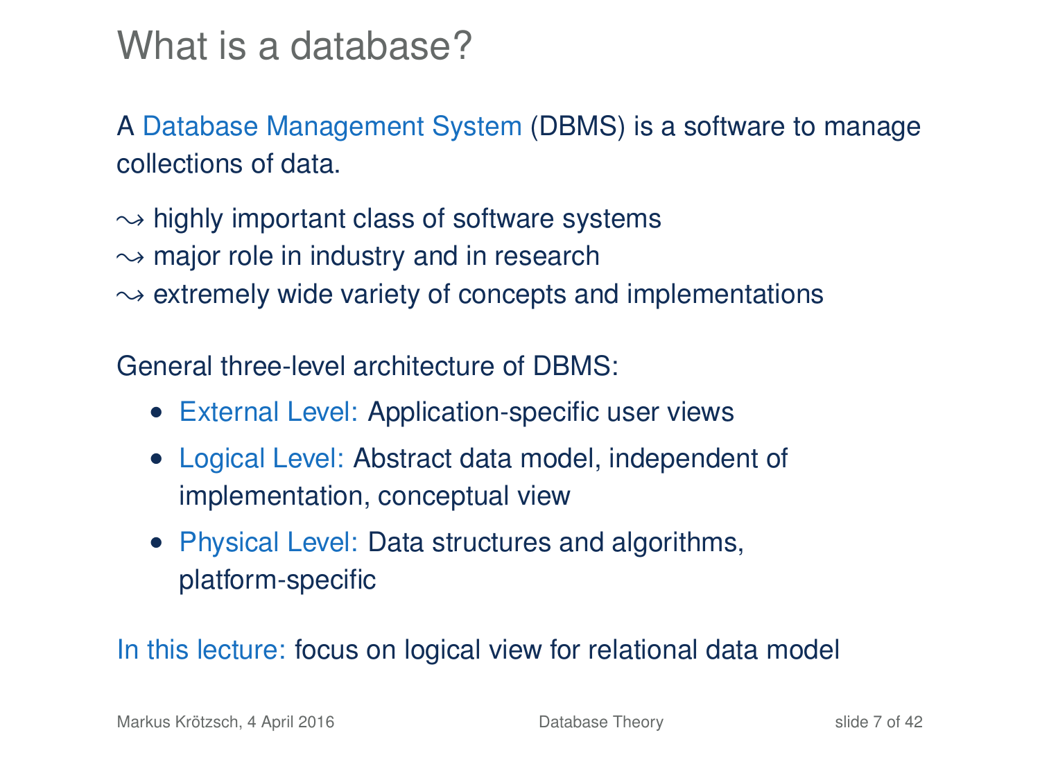# What is a database?

A Database Management System (DBMS) is a software to manage collections of data.

$\leadsto$ highly important class of software systems
$\leadsto$ major role in industry and in research
$\leadsto$ extremely wide variety of concepts and implementations

General three-level architecture of DBMS:

- External Level: Application-specific user views
- Logical Level: Abstract data model, independent of implementation, conceptual view
- Physical Level: Data structures and algorithms, platform-specific

In this lecture: focus on logical view for relational data model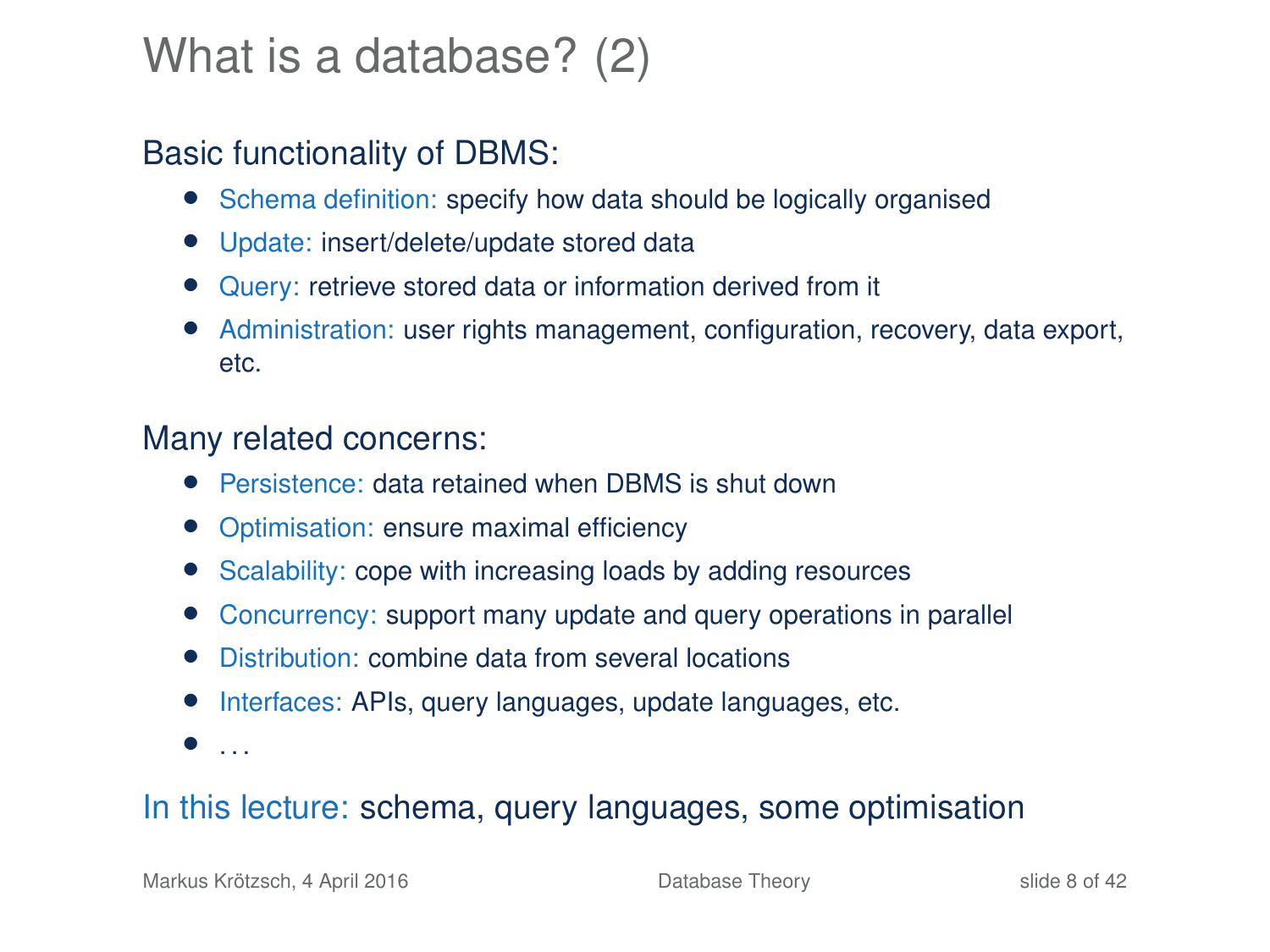# What is a database? (2)

Basic functionality of DBMS:

- Schema definition: specify how data should be logically organised
- Update: insert/delete/update stored data
- Query: retrieve stored data or information derived from it
- Administration: user rights management, configuration, recovery, data export, etc.

Many related concerns:

- Persistence: data retained when DBMS is shut down
- Optimisation: ensure maximal efficiency
- Scalability: cope with increasing loads by adding resources
- Concurrency: support many update and query operations in parallel
- Distribution: combine data from several locations
- Interfaces: APIs, query languages, update languages, etc.
- ...

In this lecture: schema, query languages, some optimisation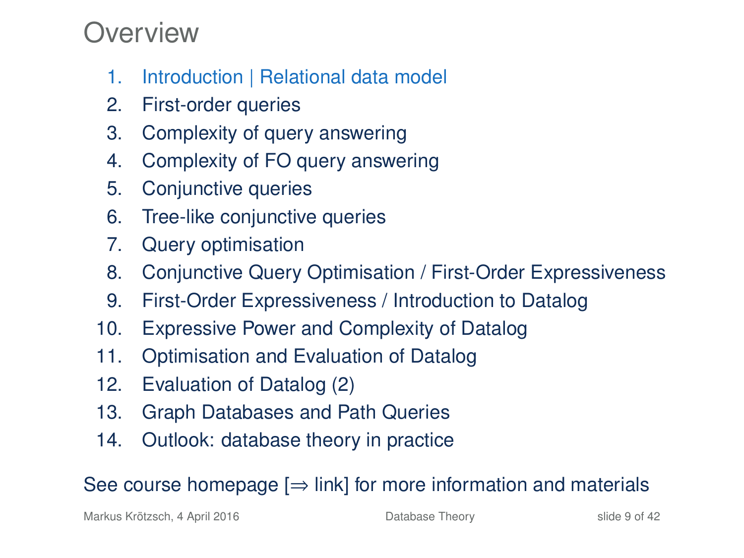# Overview

1. Introduction | Relational data model
2. First-order queries
3. Complexity of query answering
4. Complexity of FO query answering
5. Conjunctive queries
6. Tree-like conjunctive queries
7. Query optimisation
8. Conjunctive Query Optimisation / First-Order Expressiveness
9. First-Order Expressiveness / Introduction to Datalog
10. Expressive Power and Complexity of Datalog
11. Optimisation and Evaluation of Datalog
12. Evaluation of Datalog (2)
13. Graph Databases and Path Queries
14. Outlook: database theory in practice

See course homepage [⇒ link] for more information and materials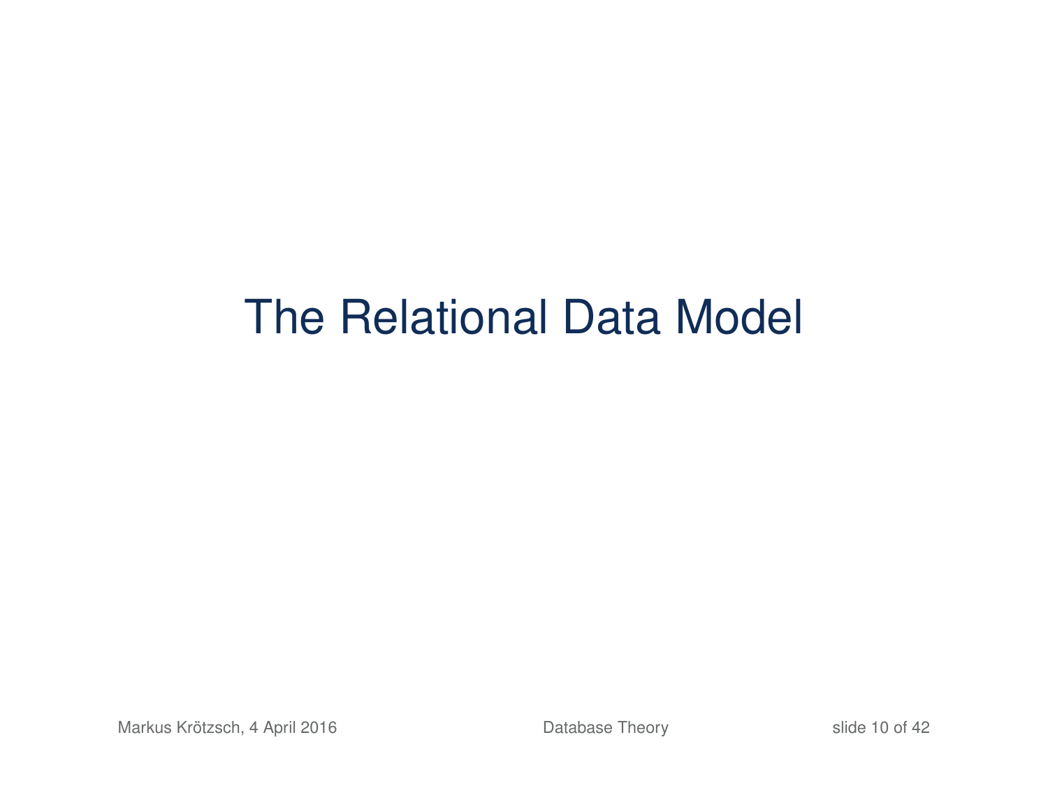# The Relational Data Model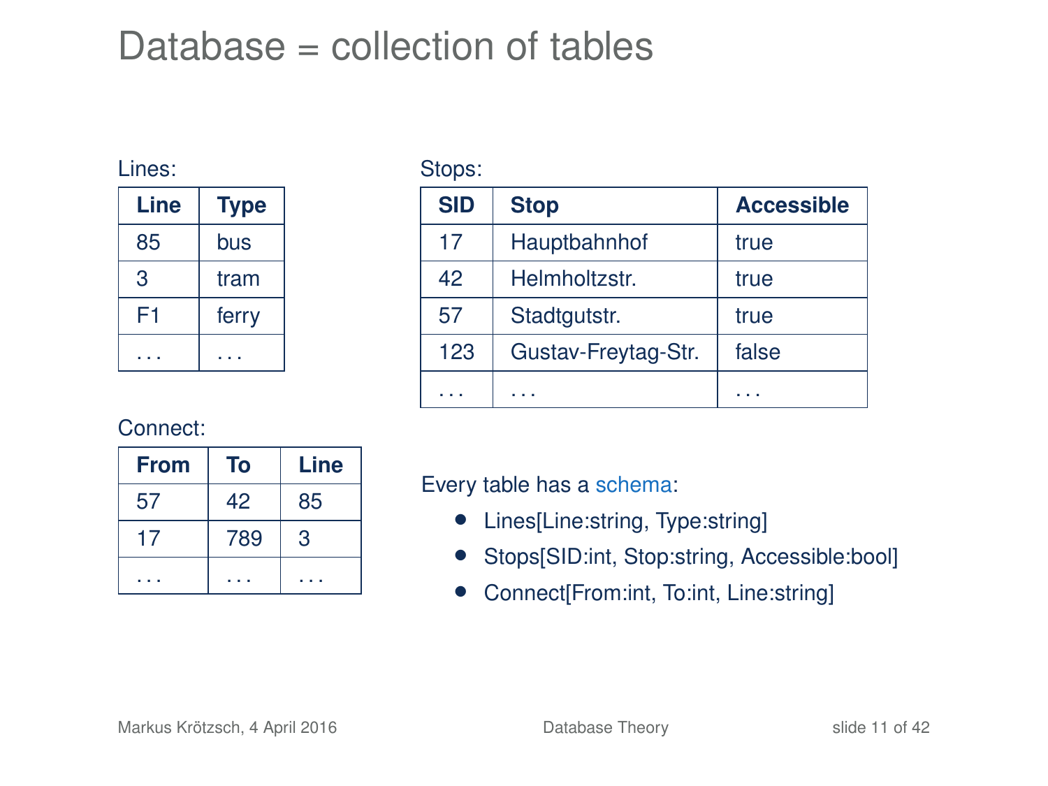# Database = collection of tables

Lines:

| Line | Type |
|---|---|
| 85 | bus |
| 3 | tram |
| F1 | ferry |
| . . . | . . . |

Stops:

| SID | Stop | Accessible |
|---|---|---|
| 17 | Hauptbahnhof | true |
| 42 | Helmholtzstr. | true |
| 57 | Stadtgutstr. | true |
| 123 | Gustav-Freytag-Str. | false |
| . . . | . . . | . . . |

Connect:

| From | To | Line |
|---|---|---|
| 57 | 42 | 85 |
| 17 | 789 | 3 |
| . . . | . . . | . . . |

Every table has a schema:

- Lines[Line:string, Type:string]
- Stops[SID:int, Stop:string, Accessible:bool]
- Connect[From:int, To:int, Line:string]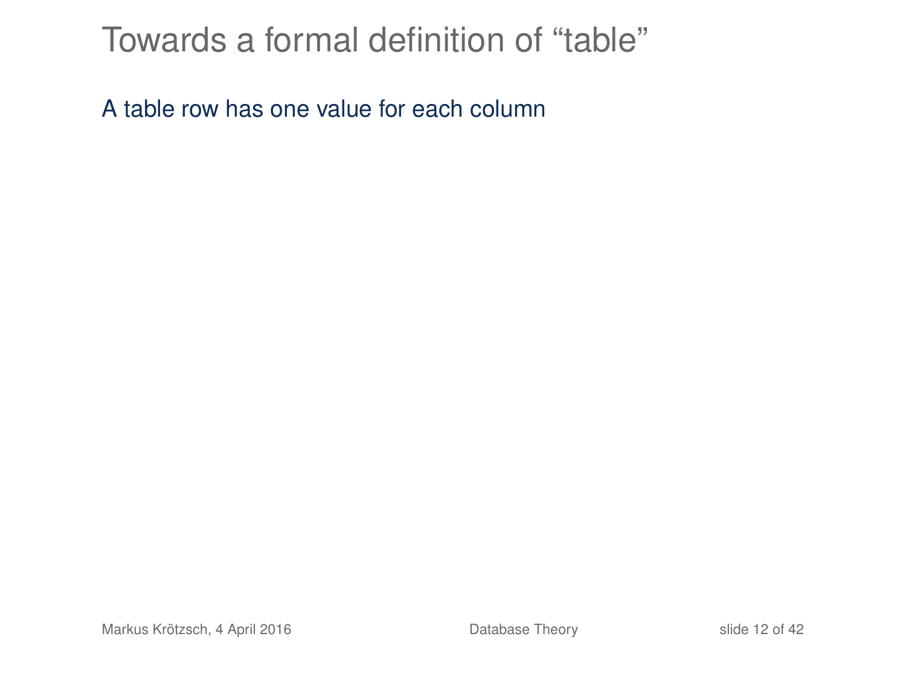# Towards a formal definition of "table"

A table row has one value for each column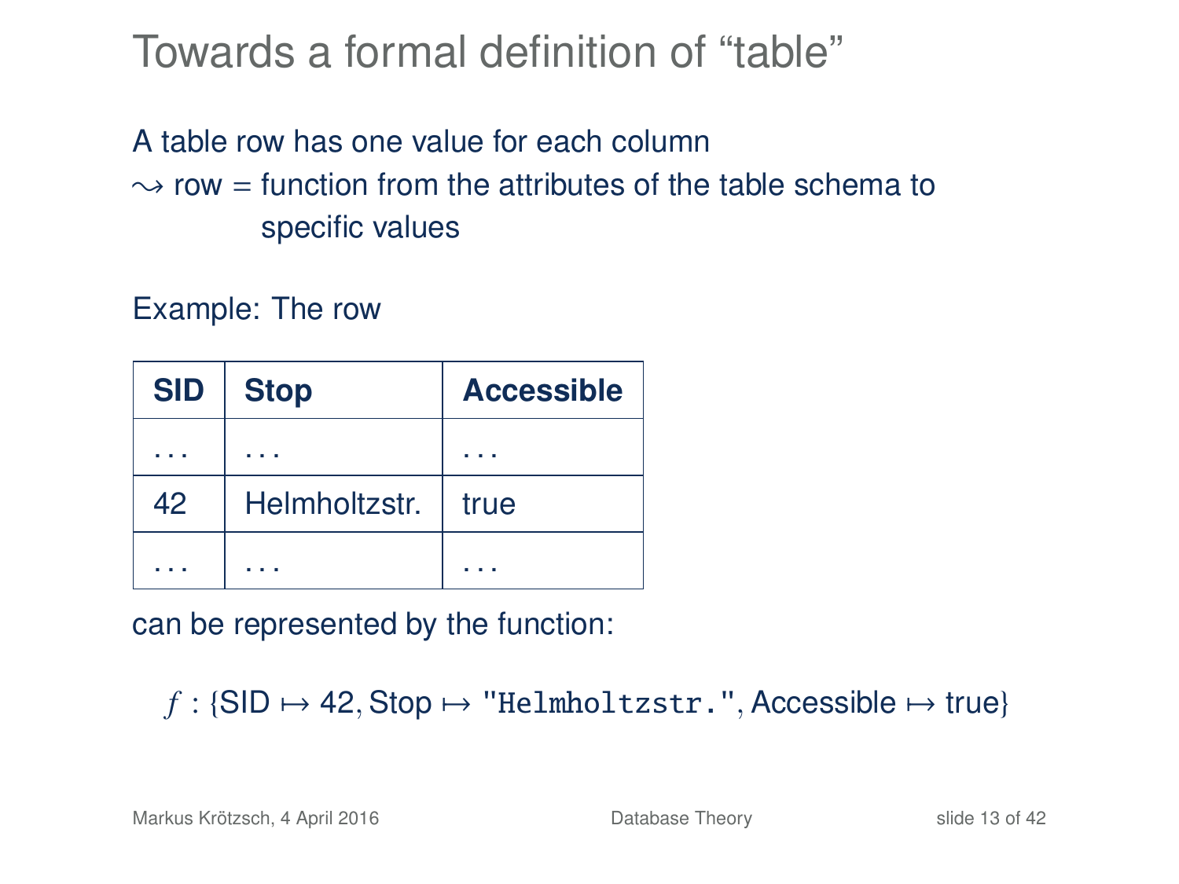# Towards a formal definition of "table"

A table row has one value for each column
$\rightsquigarrow$ row = function from the attributes of the table schema to specific values

Example: The row

| SID | Stop | Accessible |
|---|---|---|
| ... | ... | ... |
| 42 | Helmholtzstr. | true |
| ... | ... | ... |

can be represented by the function:

$$f : \{\text{SID} \mapsto 42, \text{Stop} \mapsto \texttt{"Helmholtzstr."}, \text{Accessible} \mapsto \text{true}\}$$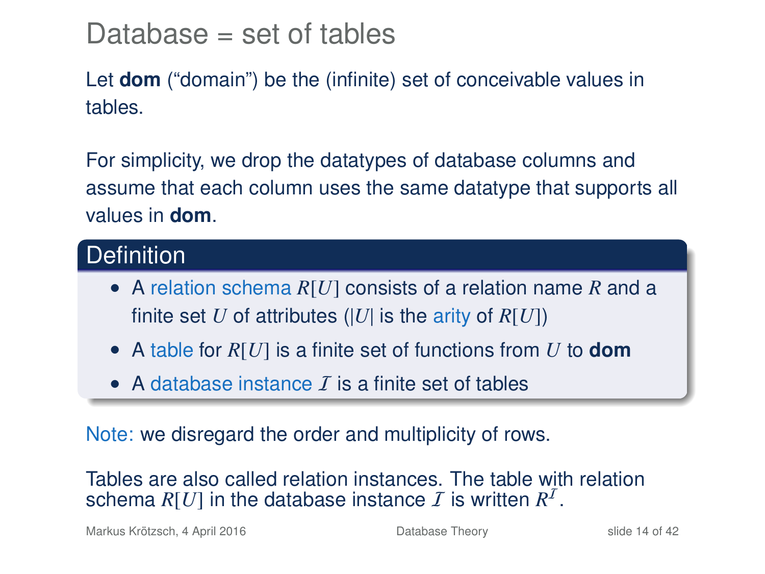# Database = set of tables

Let **dom** ("domain") be the (infinite) set of conceivable values in tables.

For simplicity, we drop the datatypes of database columns and assume that each column uses the same datatype that supports all values in **dom**.

**Definition**

- A relation schema $R[U]$ consists of a relation name $R$ and a finite set $U$ of attributes ($|U|$ is the arity of $R[U]$)
- A table for $R[U]$ is a finite set of functions from $U$ to **dom**
- A database instance $\mathcal{I}$ is a finite set of tables

Note: we disregard the order and multiplicity of rows.

Tables are also called relation instances. The table with relation schema $R[U]$ in the database instance $\mathcal{I}$ is written $R^{\mathcal{I}}$.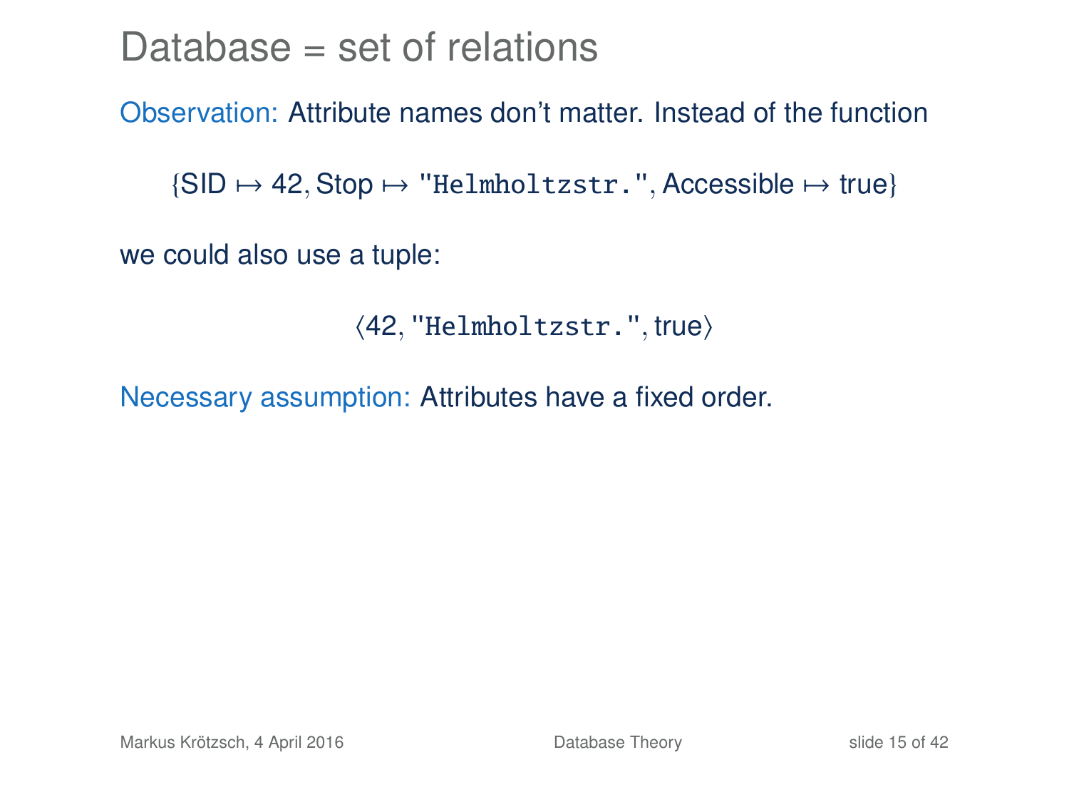# Database = set of relations

Observation: Attribute names don't matter. Instead of the function

$$\{\text{SID} \mapsto 42, \text{Stop} \mapsto \texttt{"Helmholtzstr."}, \text{Accessible} \mapsto \text{true}\}$$

we could also use a tuple:

$$\langle 42, \texttt{"Helmholtzstr."}, \text{true} \rangle$$

Necessary assumption: Attributes have a fixed order.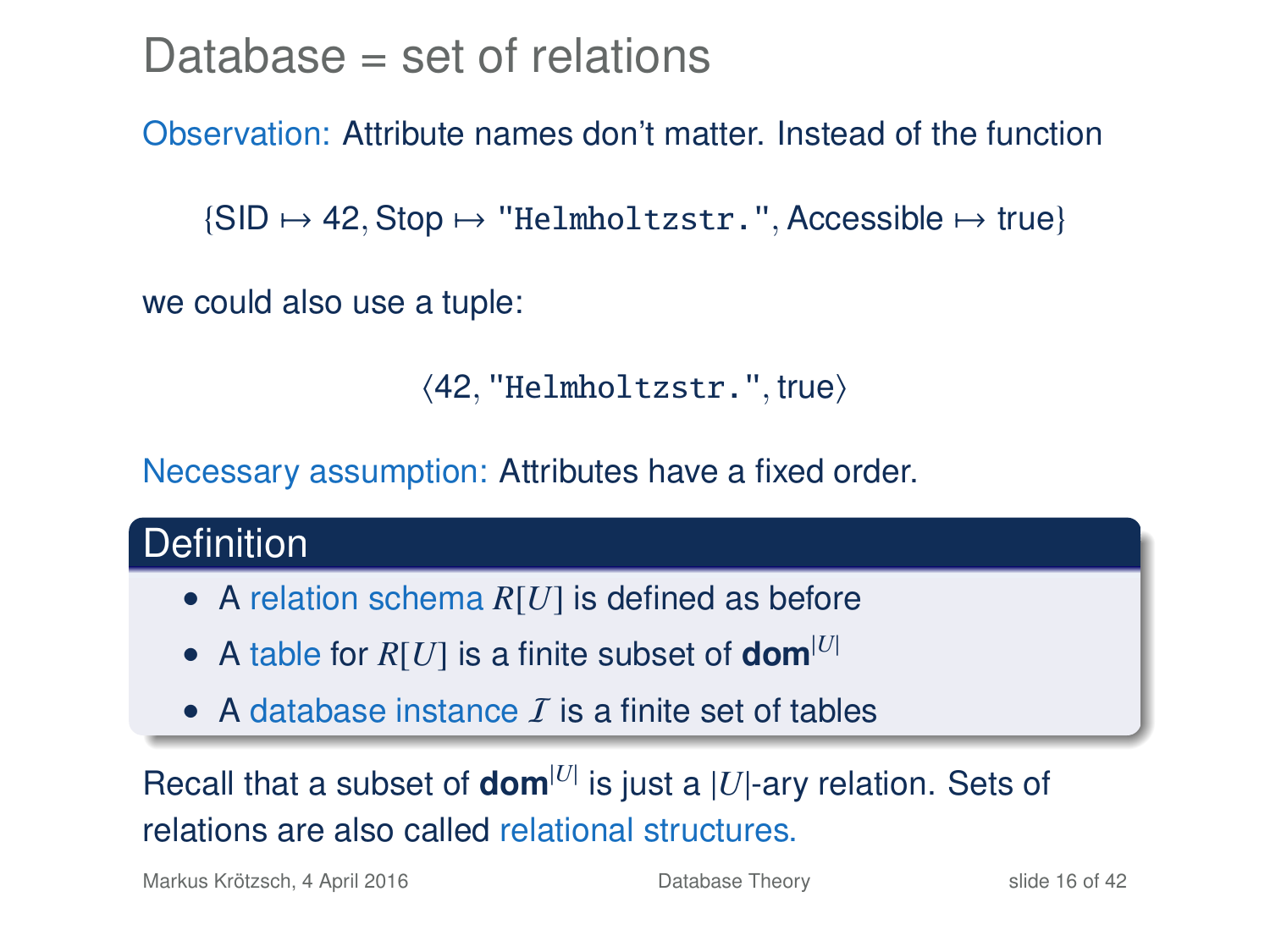# Database = set of relations

Observation: Attribute names don't matter. Instead of the function

$$\{\text{SID} \mapsto 42, \text{Stop} \mapsto \texttt{"Helmholtzstr."}, \text{Accessible} \mapsto \text{true}\}$$

we could also use a tuple:

$$\langle 42, \texttt{"Helmholtzstr."}, \text{true} \rangle$$

Necessary assumption: Attributes have a fixed order.

**Definition**

- A relation schema $R[U]$ is defined as before
- A table for $R[U]$ is a finite subset of $\mathbf{dom}^{|U|}$
- A database instance $\mathcal{I}$ is a finite set of tables

Recall that a subset of $\mathbf{dom}^{|U|}$ is just a $|U|$-ary relation. Sets of relations are also called relational structures.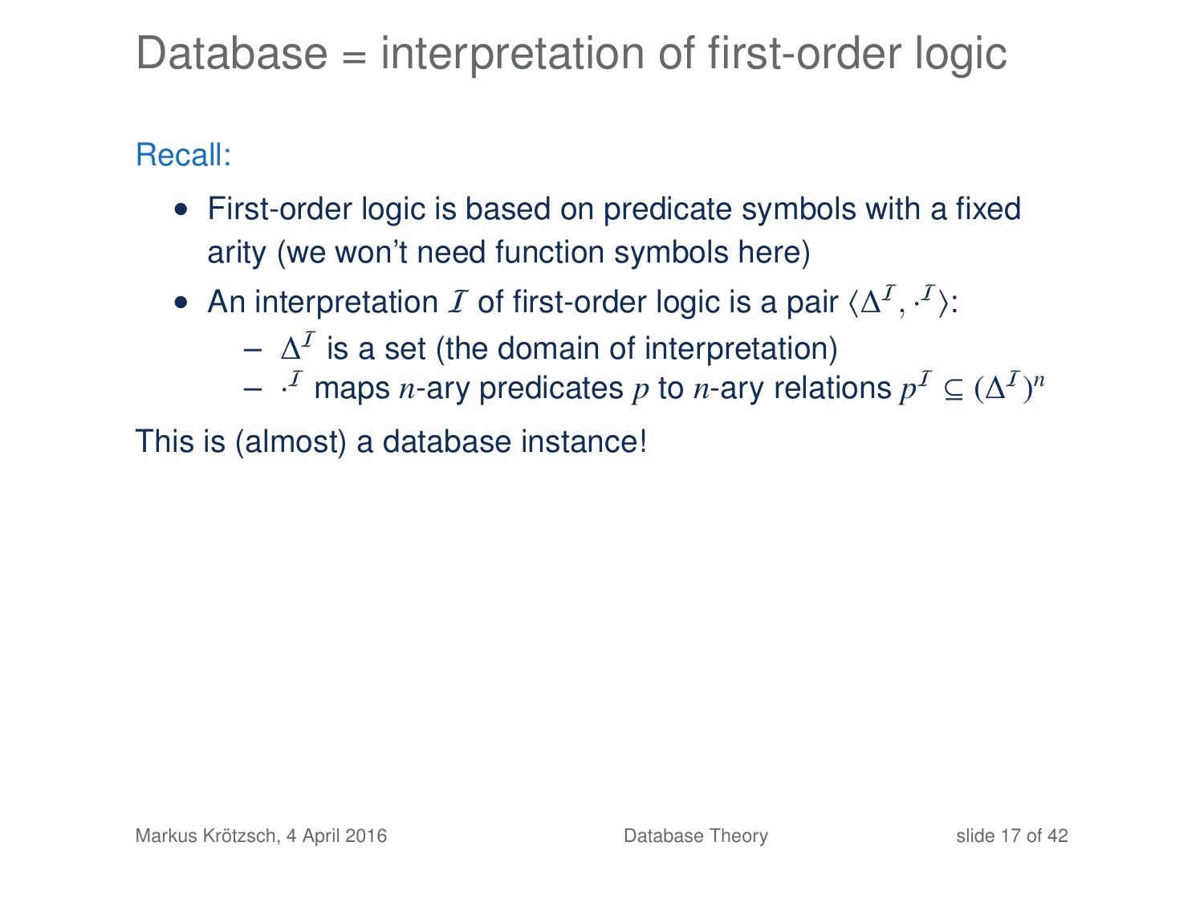# Database = interpretation of first-order logic

Recall:

- First-order logic is based on predicate symbols with a fixed arity (we won't need function symbols here)
- An interpretation $\mathcal{I}$ of first-order logic is a pair $\langle \Delta^{\mathcal{I}}, \cdot^{\mathcal{I}} \rangle$:
  - $\Delta^{\mathcal{I}}$ is a set (the domain of interpretation)
  - $\cdot^{\mathcal{I}}$ maps $n$-ary predicates $p$ to $n$-ary relations $p^{\mathcal{I}} \subseteq (\Delta^{\mathcal{I}})^n$

This is (almost) a database instance!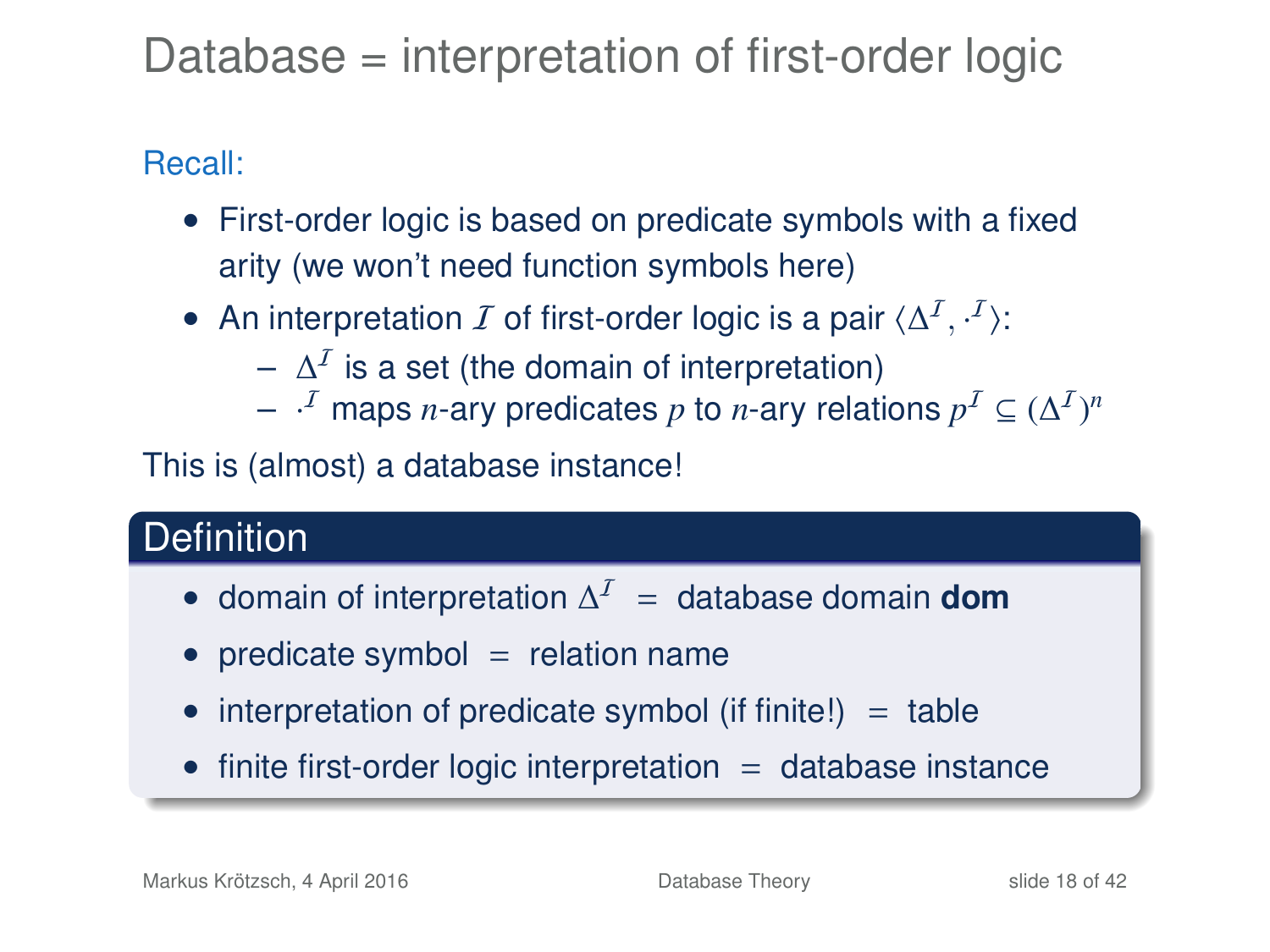# Database = interpretation of first-order logic

Recall:

- First-order logic is based on predicate symbols with a fixed arity (we won't need function symbols here)
- An interpretation $\mathcal{I}$ of first-order logic is a pair $\langle \Delta^{\mathcal{I}}, \cdot^{\mathcal{I}} \rangle$:
  - $\Delta^{\mathcal{I}}$ is a set (the domain of interpretation)
  - $\cdot^{\mathcal{I}}$ maps $n$-ary predicates $p$ to $n$-ary relations $p^{\mathcal{I}} \subseteq (\Delta^{\mathcal{I}})^n$

This is (almost) a database instance!

## Definition

- domain of interpretation $\Delta^{\mathcal{I}}$ = database domain **dom**
- predicate symbol = relation name
- interpretation of predicate symbol (if finite!) = table
- finite first-order logic interpretation = database instance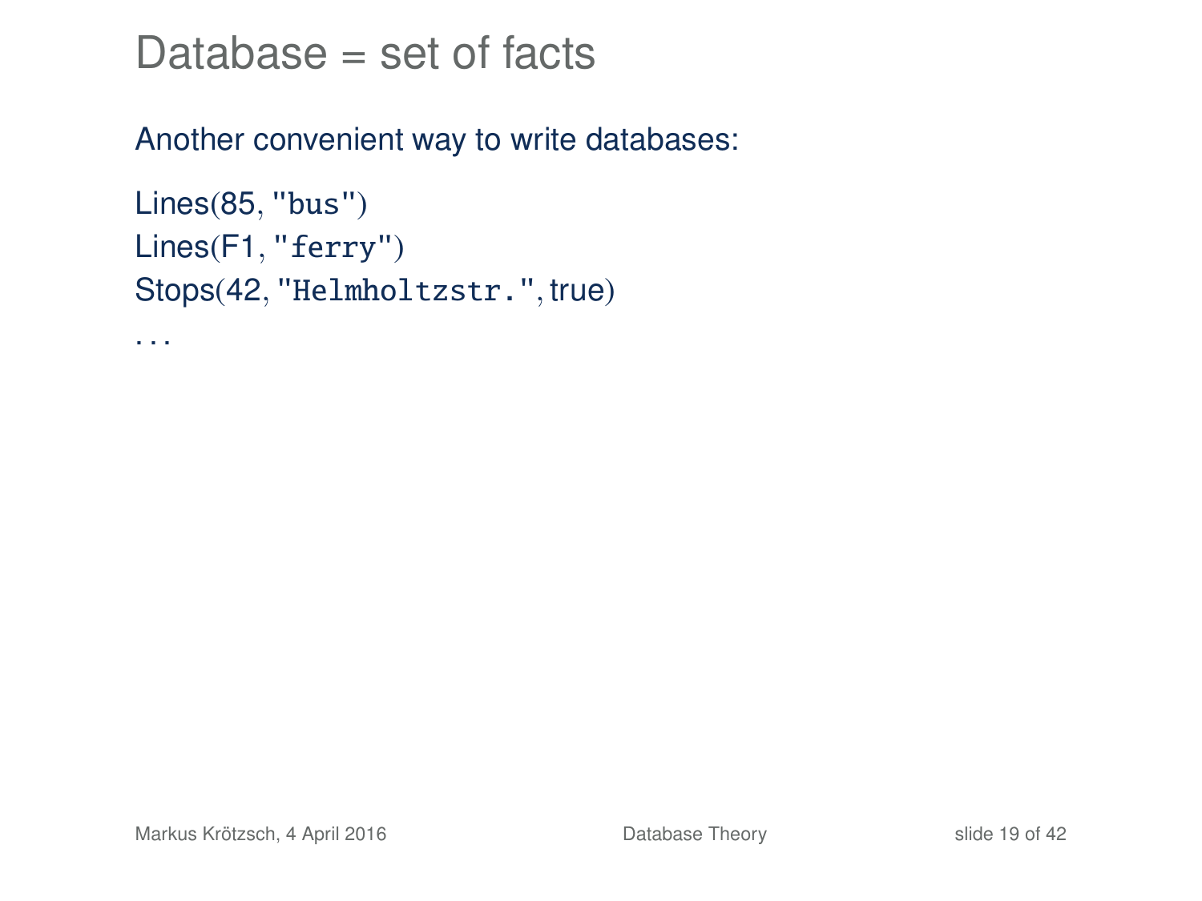# Database = set of facts

Another convenient way to write databases:

Lines(85, "bus")
Lines(F1, "ferry")
Stops(42, "Helmholtzstr.", true)
. . .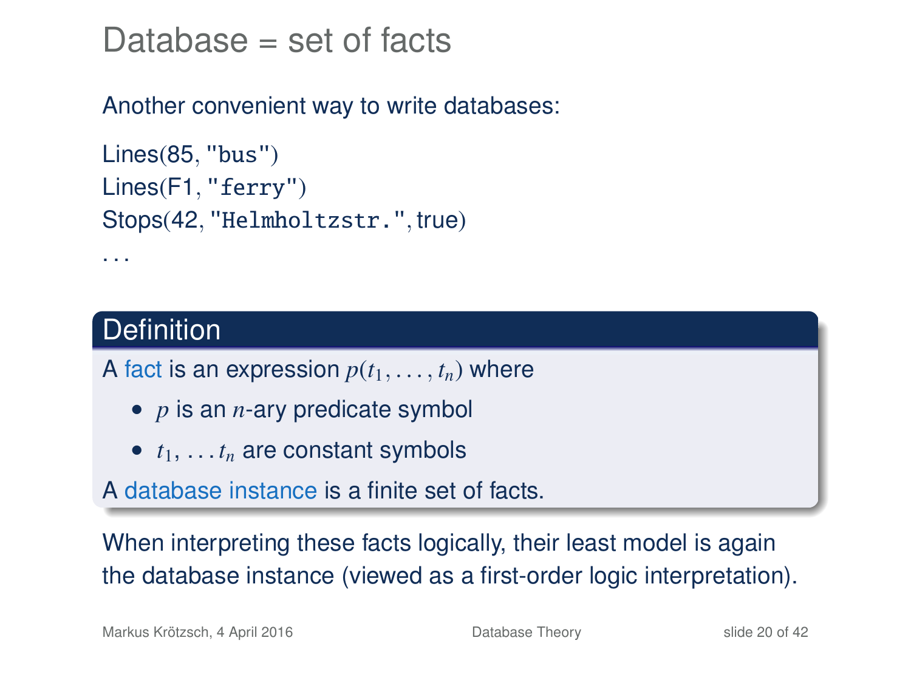# Database = set of facts

Another convenient way to write databases:

Lines(85, "bus")
Lines(F1, "ferry")
Stops(42, "Helmholtzstr.", true)
...

**Definition**

A fact is an expression $p(t_1, \ldots, t_n)$ where

- $p$ is an $n$-ary predicate symbol
- $t_1, \ldots t_n$ are constant symbols

A database instance is a finite set of facts.

When interpreting these facts logically, their least model is again the database instance (viewed as a first-order logic interpretation).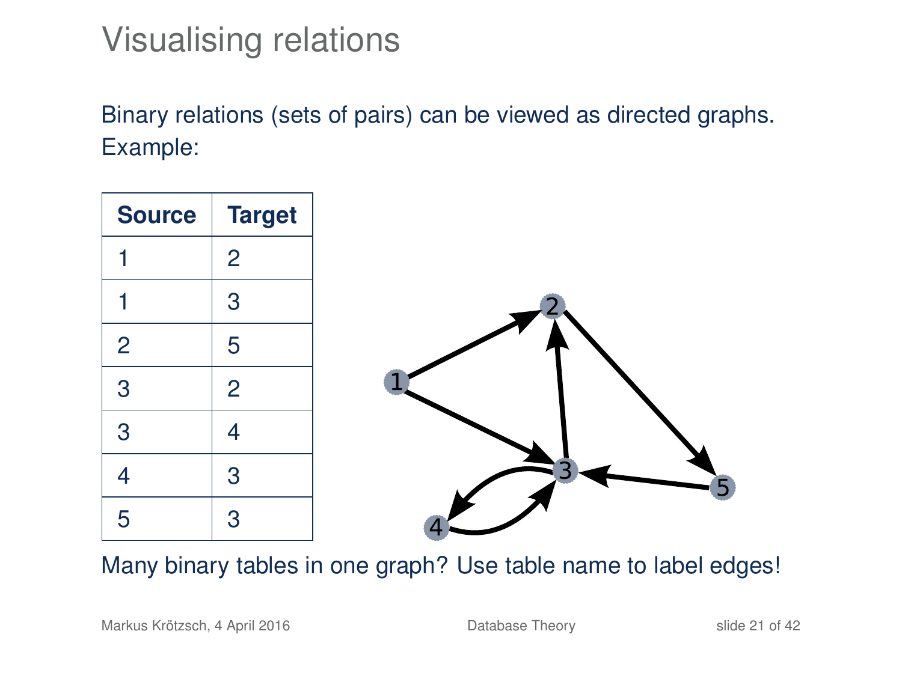# Visualising relations

Binary relations (sets of pairs) can be viewed as directed graphs.
Example:

| Source | Target |
|---|---|
| 1 | 2 |
| 1 | 3 |
| 2 | 5 |
| 3 | 2 |
| 3 | 4 |
| 4 | 3 |
| 5 | 3 |

Many binary tables in one graph? Use table name to label edges!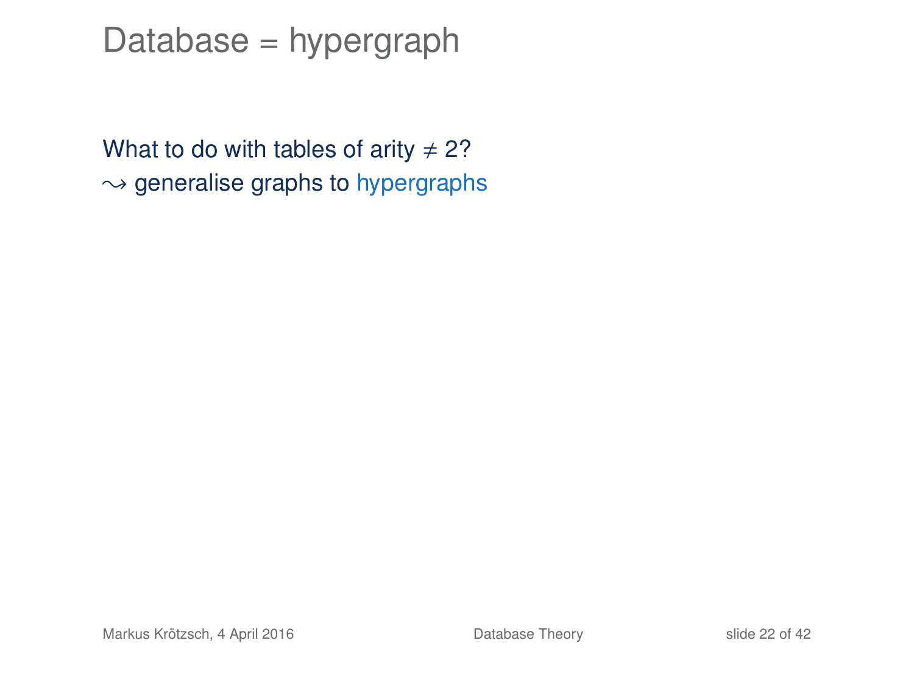# Database = hypergraph

What to do with tables of arity $\neq 2$?
$\rightsquigarrow$ generalise graphs to hypergraphs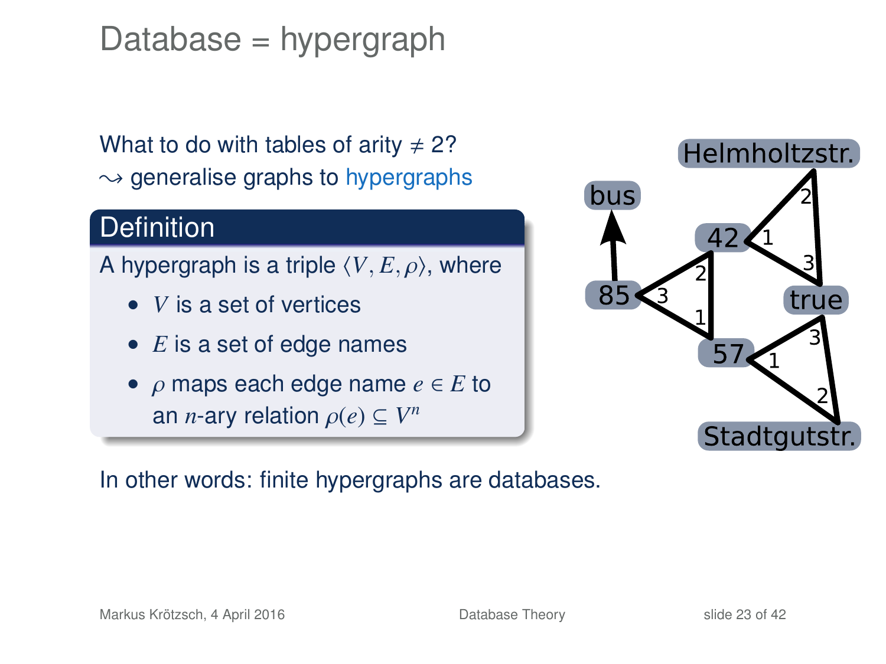# Database = hypergraph

What to do with tables of arity $\neq 2$?
$\rightsquigarrow$ generalise graphs to hypergraphs

**Definition**

A hypergraph is a triple $\langle V, E, \rho \rangle$, where

- $V$ is a set of vertices
- $E$ is a set of edge names
- $\rho$ maps each edge name $e \in E$ to an $n$-ary relation $\rho(e) \subseteq V^n$

In other words: finite hypergraphs are databases.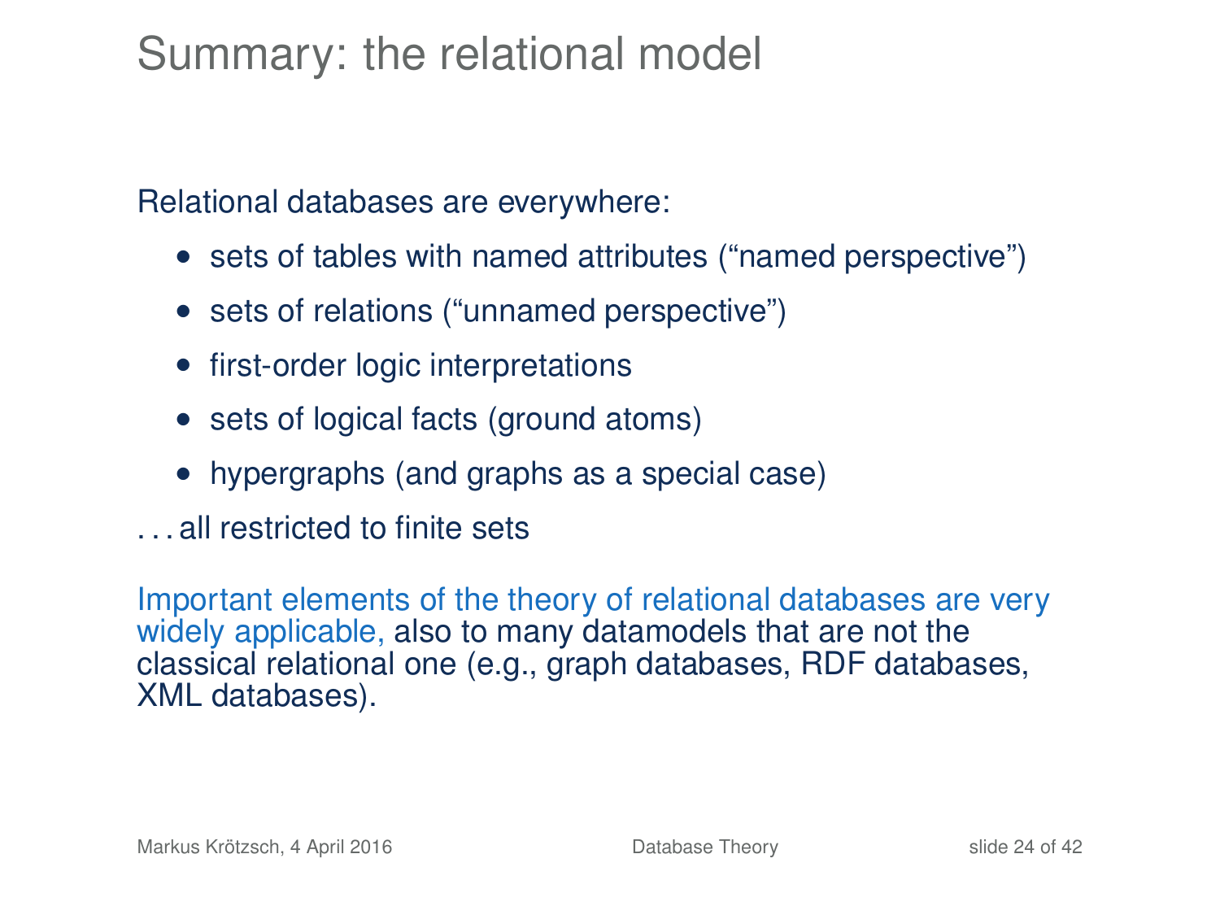# Summary: the relational model

Relational databases are everywhere:

- sets of tables with named attributes (“named perspective”)
- sets of relations (“unnamed perspective”)
- first-order logic interpretations
- sets of logical facts (ground atoms)
- hypergraphs (and graphs as a special case)

. . . all restricted to finite sets

Important elements of the theory of relational databases are very widely applicable, also to many datamodels that are not the classical relational one (e.g., graph databases, RDF databases, XML databases).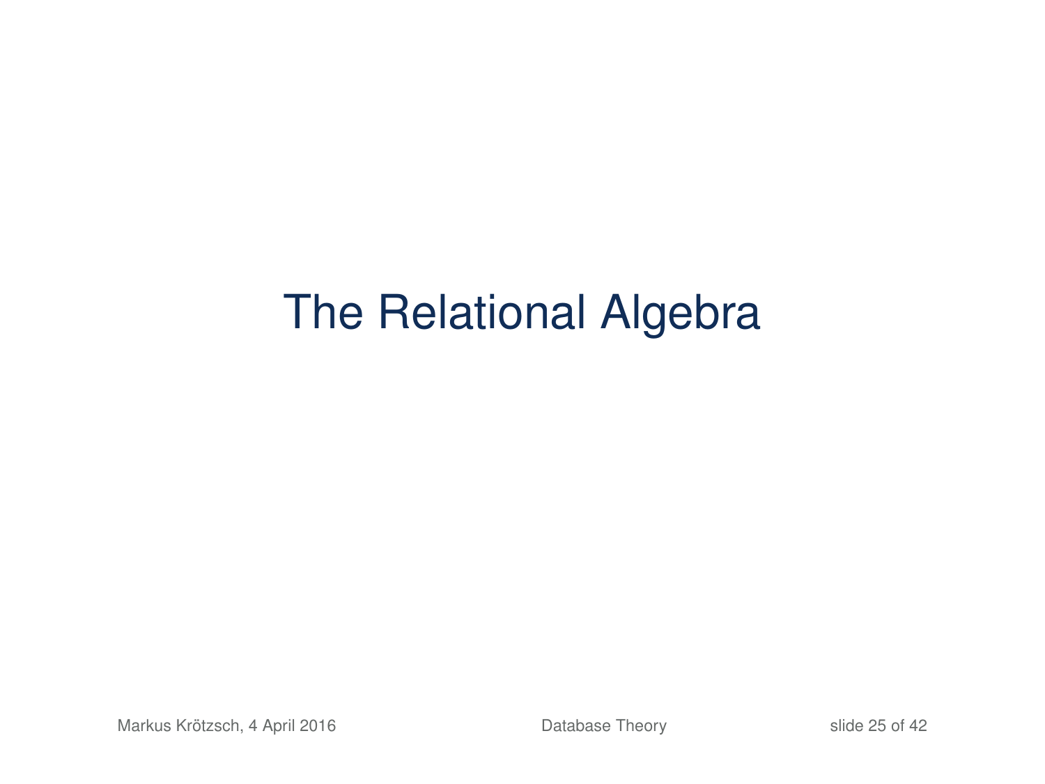# The Relational Algebra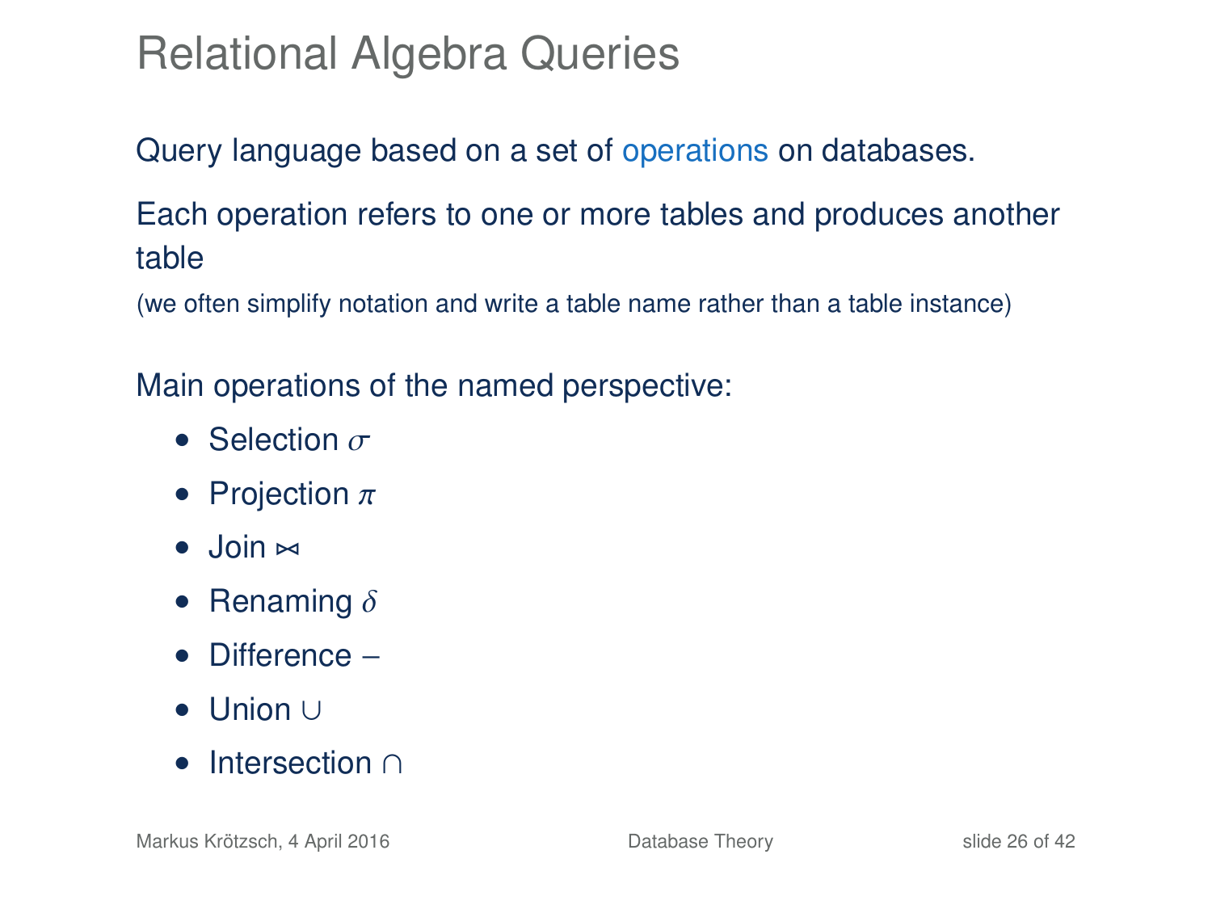# Relational Algebra Queries

Query language based on a set of operations on databases.

Each operation refers to one or more tables and produces another table

(we often simplify notation and write a table name rather than a table instance)

Main operations of the named perspective:

- Selection $\sigma$
- Projection $\pi$
- Join $\bowtie$
- Renaming $\delta$
- Difference $-$
- Union $\cup$
- Intersection $\cap$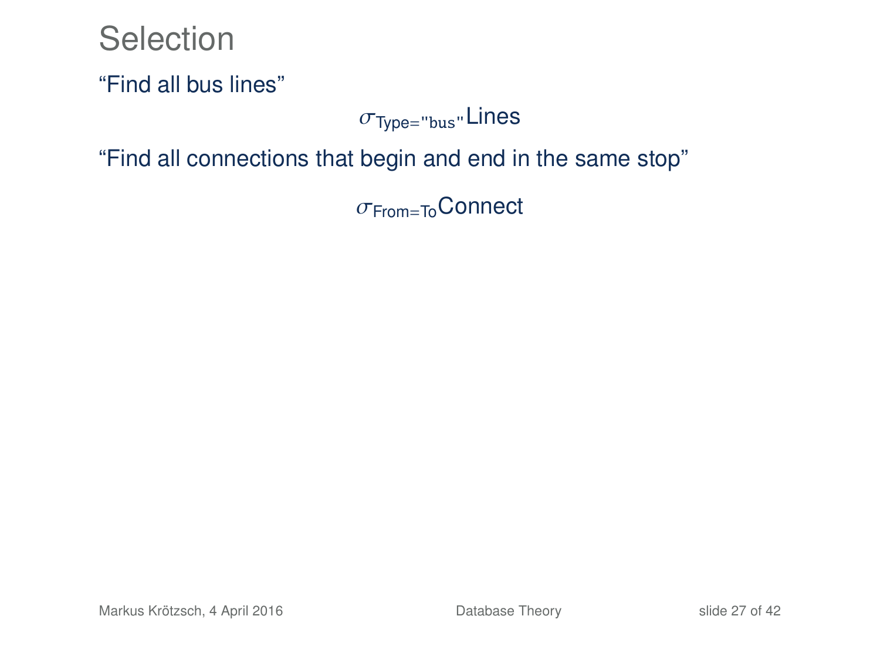# Selection

"Find all bus lines"

$$\sigma_{\text{Type}=\texttt{"bus"}}\text{Lines}$$

"Find all connections that begin and end in the same stop"

$$\sigma_{\text{From}=\text{To}}\text{Connect}$$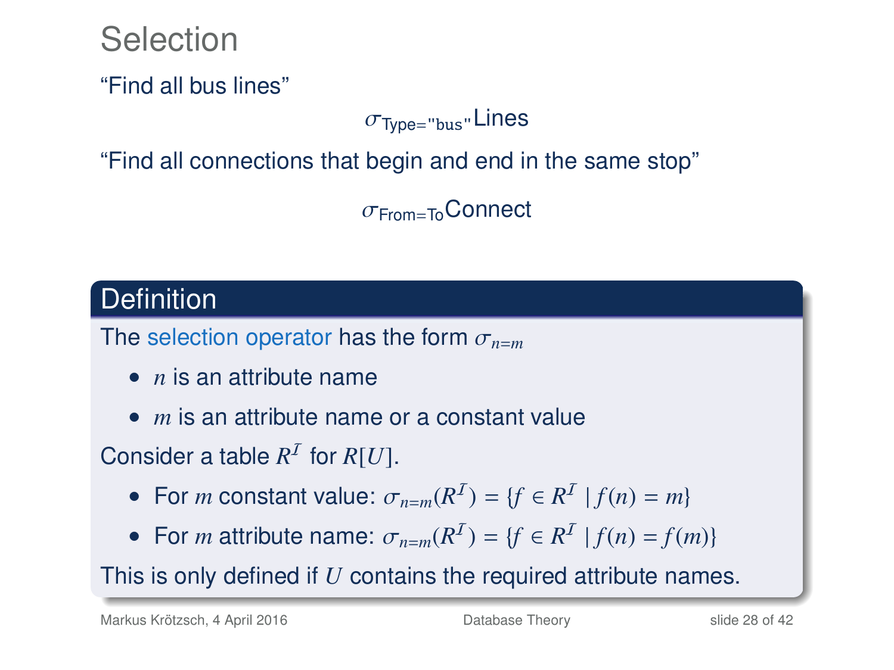# Selection

"Find all bus lines"

$$\sigma_{\text{Type}=\texttt{"bus"}}\text{Lines}$$

"Find all connections that begin and end in the same stop"

$$\sigma_{\text{From}=\text{To}}\text{Connect}$$

## Definition

The selection operator has the form $\sigma_{n=m}$

- $n$ is an attribute name
- $m$ is an attribute name or a constant value

Consider a table $R^{\mathcal{I}}$ for $R[U]$.

- For $m$ constant value: $\sigma_{n=m}(R^{\mathcal{I}}) = \{f \in R^{\mathcal{I}} \mid f(n) = m\}$
- For $m$ attribute name: $\sigma_{n=m}(R^{\mathcal{I}}) = \{f \in R^{\mathcal{I}} \mid f(n) = f(m)\}$

This is only defined if $U$ contains the required attribute names.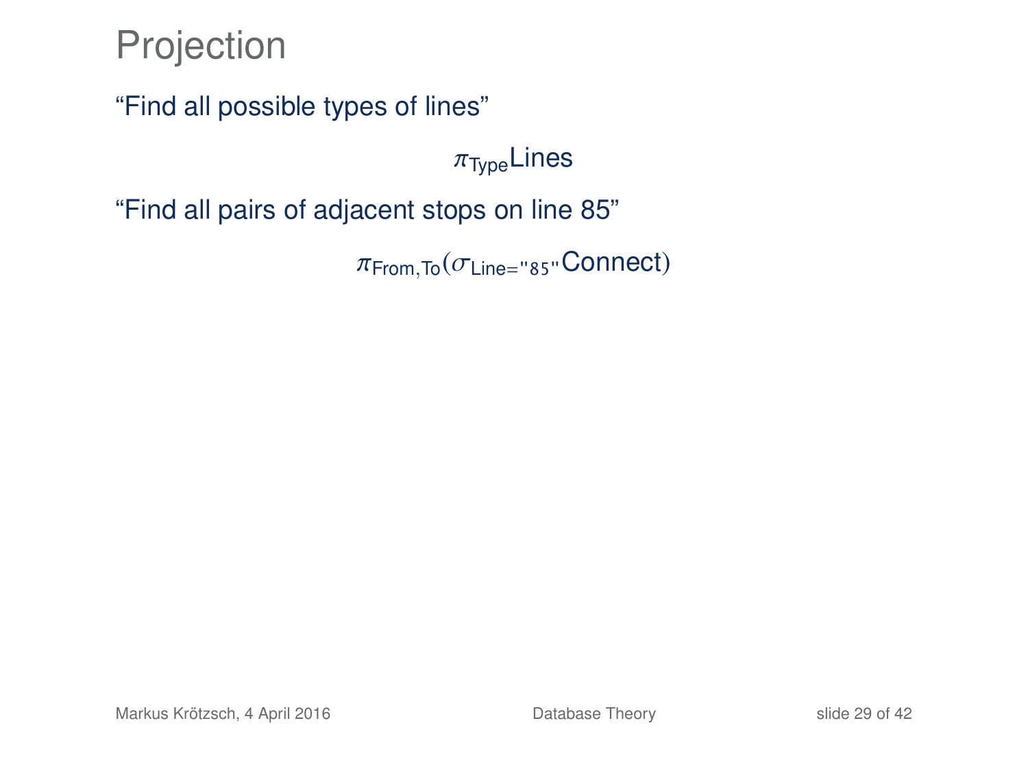# Projection

"Find all possible types of lines"

$$\pi_{\text{Type}}\text{Lines}$$

"Find all pairs of adjacent stops on line 85"

$$\pi_{\text{From,To}}(\sigma_{\text{Line}=\texttt{"85"}}\text{Connect})$$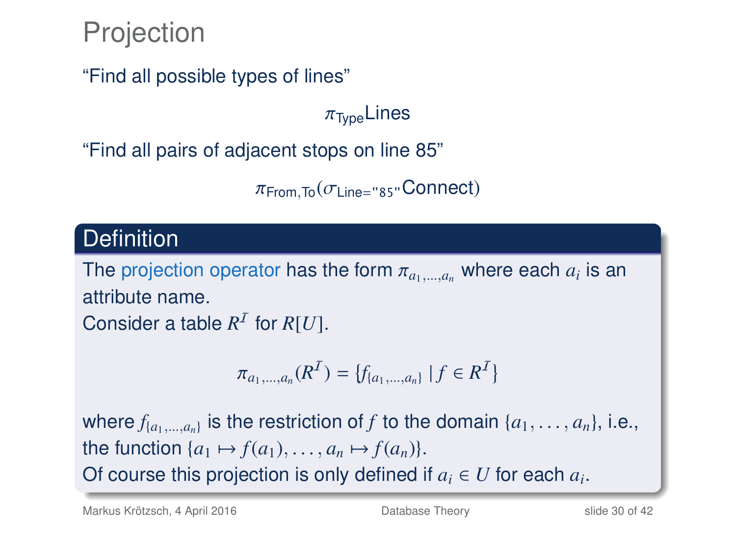# Projection

"Find all possible types of lines"

$$\pi_{\text{Type}}\text{Lines}$$

"Find all pairs of adjacent stops on line 85"

$$\pi_{\text{From,To}}(\sigma_{\text{Line="85"}}\text{Connect})$$

## Definition

The projection operator has the form $\pi_{a_1,\ldots,a_n}$ where each $a_i$ is an attribute name.

Consider a table $R^{\mathcal{I}}$ for $R[U]$.

$$\pi_{a_1,\ldots,a_n}(R^{\mathcal{I}}) = \{f_{\{a_1,\ldots,a_n\}} \mid f \in R^{\mathcal{I}}\}$$

where $f_{\{a_1,\ldots,a_n\}}$ is the restriction of $f$ to the domain $\{a_1, \ldots, a_n\}$, i.e., the function $\{a_1 \mapsto f(a_1), \ldots, a_n \mapsto f(a_n)\}$.

Of course this projection is only defined if $a_i \in U$ for each $a_i$.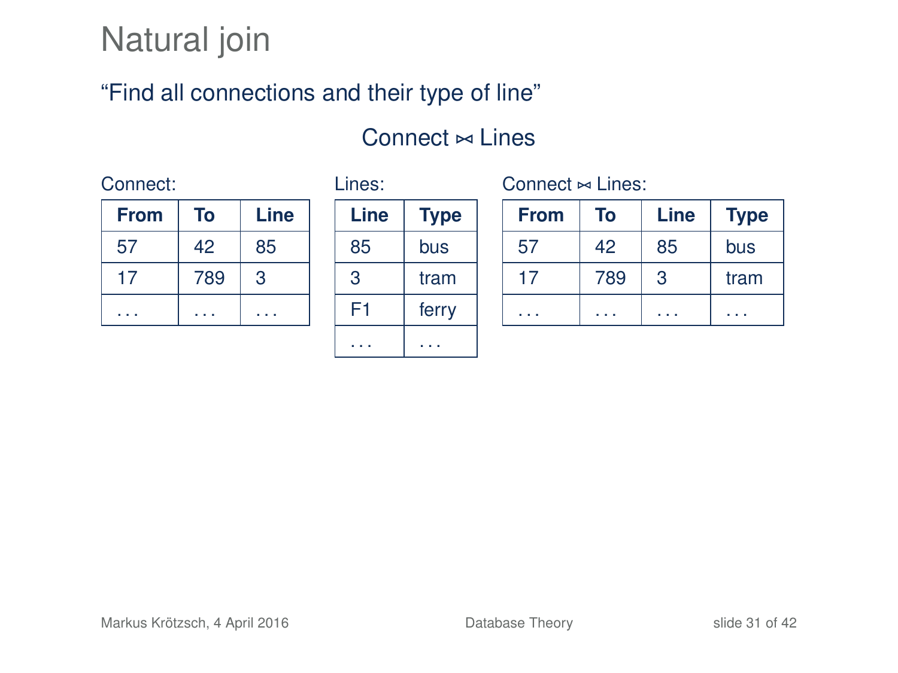# Natural join

"Find all connections and their type of line"

$$\text{Connect} \bowtie \text{Lines}$$

Connect:

| From | To | Line |
|---|---|---|
| 57 | 42 | 85 |
| 17 | 789 | 3 |
| ... | ... | ... |

Lines:

| Line | Type |
|---|---|
| 85 | bus |
| 3 | tram |
| F1 | ferry |
| ... | ... |

Connect $\bowtie$ Lines:

| From | To | Line | Type |
|---|---|---|---|
| 57 | 42 | 85 | bus |
| 17 | 789 | 3 | tram |
| ... | ... | ... | ... |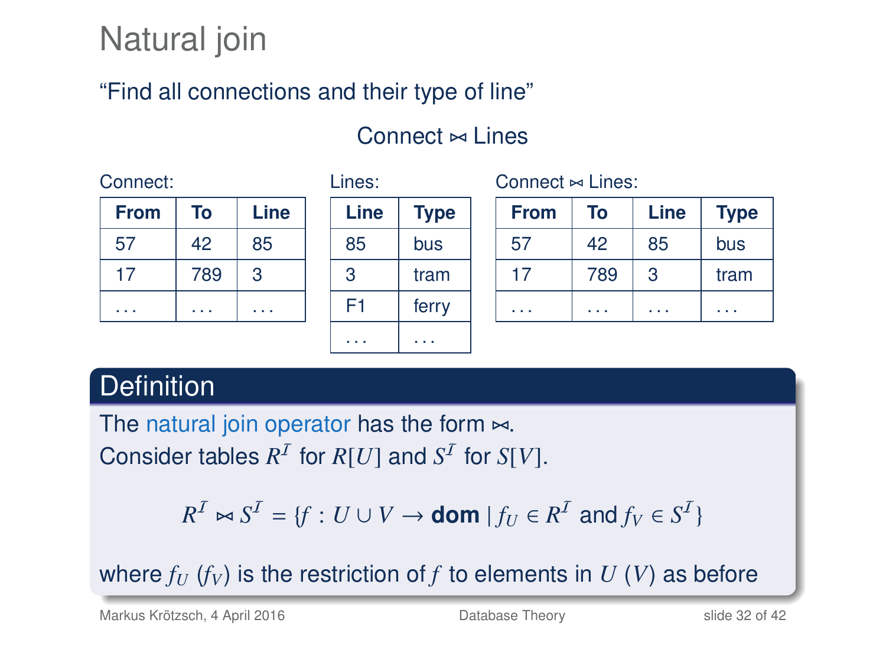# Natural join

"Find all connections and their type of line"

$$\text{Connect} \bowtie \text{Lines}$$

Connect:

| From | To | Line |
|---|---|---|
| 57 | 42 | 85 |
| 17 | 789 | 3 |
| ... | ... | ... |

Lines:

| Line | Type |
|---|---|
| 85 | bus |
| 3 | tram |
| F1 | ferry |
| ... | ... |

Connect ⋈ Lines:

| From | To | Line | Type |
|---|---|---|---|
| 57 | 42 | 85 | bus |
| 17 | 789 | 3 | tram |
| ... | ... | ... | ... |

## Definition

The natural join operator has the form ⋈.
Consider tables $R^{\mathcal{I}}$ for $R[U]$ and $S^{\mathcal{I}}$ for $S[V]$.

$$R^{\mathcal{I}} \bowtie S^{\mathcal{I}} = \{f : U \cup V \to \textbf{dom} \mid f_U \in R^{\mathcal{I}} \text{ and } f_V \in S^{\mathcal{I}}\}$$

where $f_U$ ($f_V$) is the restriction of $f$ to elements in $U$ ($V$) as before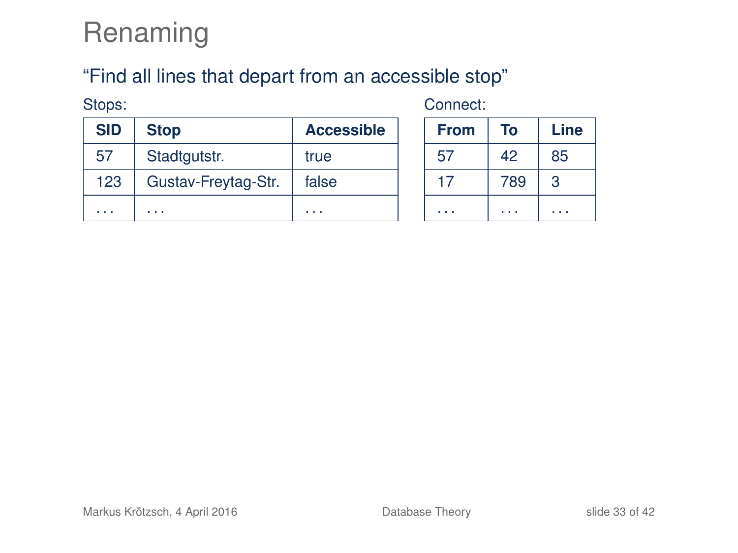# Renaming

"Find all lines that depart from an accessible stop"

Stops:

| SID | Stop | Accessible |
|---|---|---|
| 57 | Stadtgutstr. | true |
| 123 | Gustav-Freytag-Str. | false |
| ... | ... | ... |

Connect:

| From | To | Line |
|---|---|---|
| 57 | 42 | 85 |
| 17 | 789 | 3 |
| ... | ... | ... |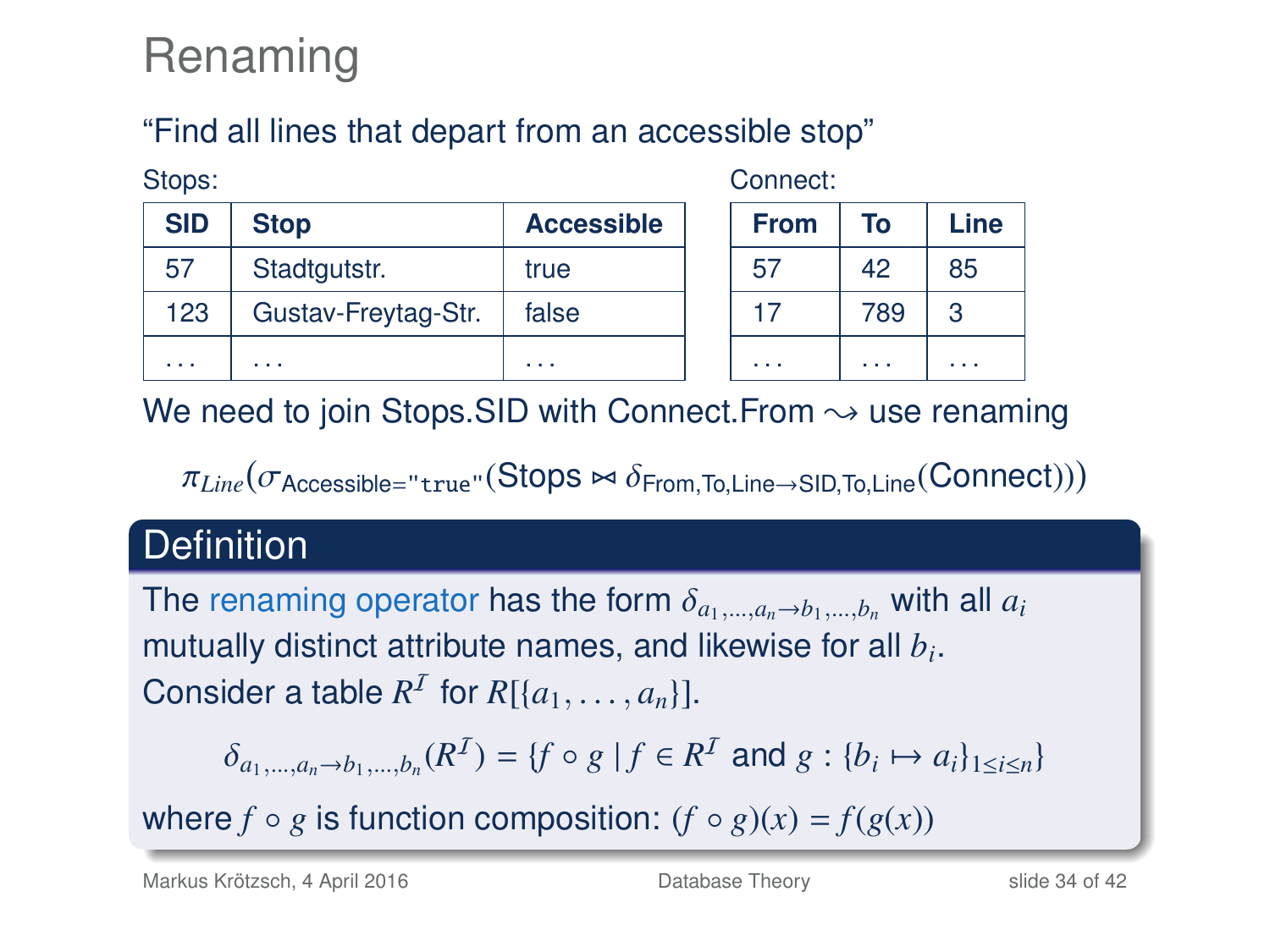# Renaming

"Find all lines that depart from an accessible stop"

Stops:

| SID | Stop | Accessible |
|---|---|---|
| 57 | Stadtgutstr. | true |
| 123 | Gustav-Freytag-Str. | false |
| ... | ... | ... |

Connect:

| From | To | Line |
|---|---|---|
| 57 | 42 | 85 |
| 17 | 789 | 3 |
| ... | ... | ... |

We need to join Stops.SID with Connect.From $\rightsquigarrow$ use renaming

$$\pi_{Line}(\sigma_{\text{Accessible}=\texttt{"true"}}(\text{Stops} \bowtie \delta_{\text{From,To,Line}\to\text{SID,To,Line}}(\text{Connect})))$$

## Definition

The **renaming operator** has the form $\delta_{a_1,\ldots,a_n\to b_1,\ldots,b_n}$ with all $a_i$ mutually distinct attribute names, and likewise for all $b_i$.
Consider a table $R^{\mathcal{I}}$ for $R[\{a_1,\ldots,a_n\}]$.

$$\delta_{a_1,\ldots,a_n\to b_1,\ldots,b_n}(R^{\mathcal{I}}) = \{f \circ g \mid f \in R^{\mathcal{I}} \text{ and } g : \{b_i \mapsto a_i\}_{1\leq i\leq n}\}$$

where $f \circ g$ is function composition: $(f \circ g)(x) = f(g(x))$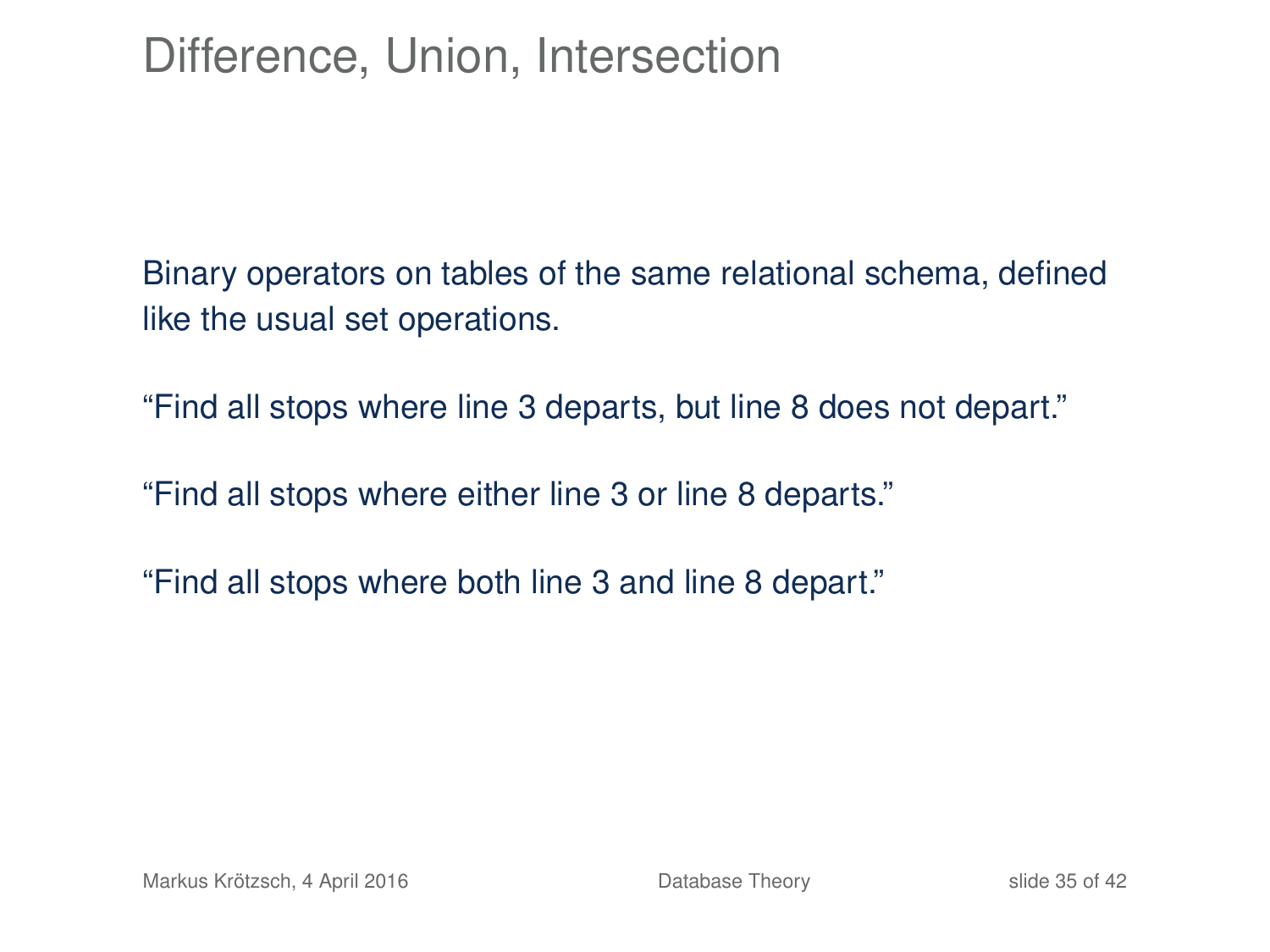# Difference, Union, Intersection

Binary operators on tables of the same relational schema, defined like the usual set operations.

"Find all stops where line 3 departs, but line 8 does not depart."

"Find all stops where either line 3 or line 8 departs."

"Find all stops where both line 3 and line 8 depart."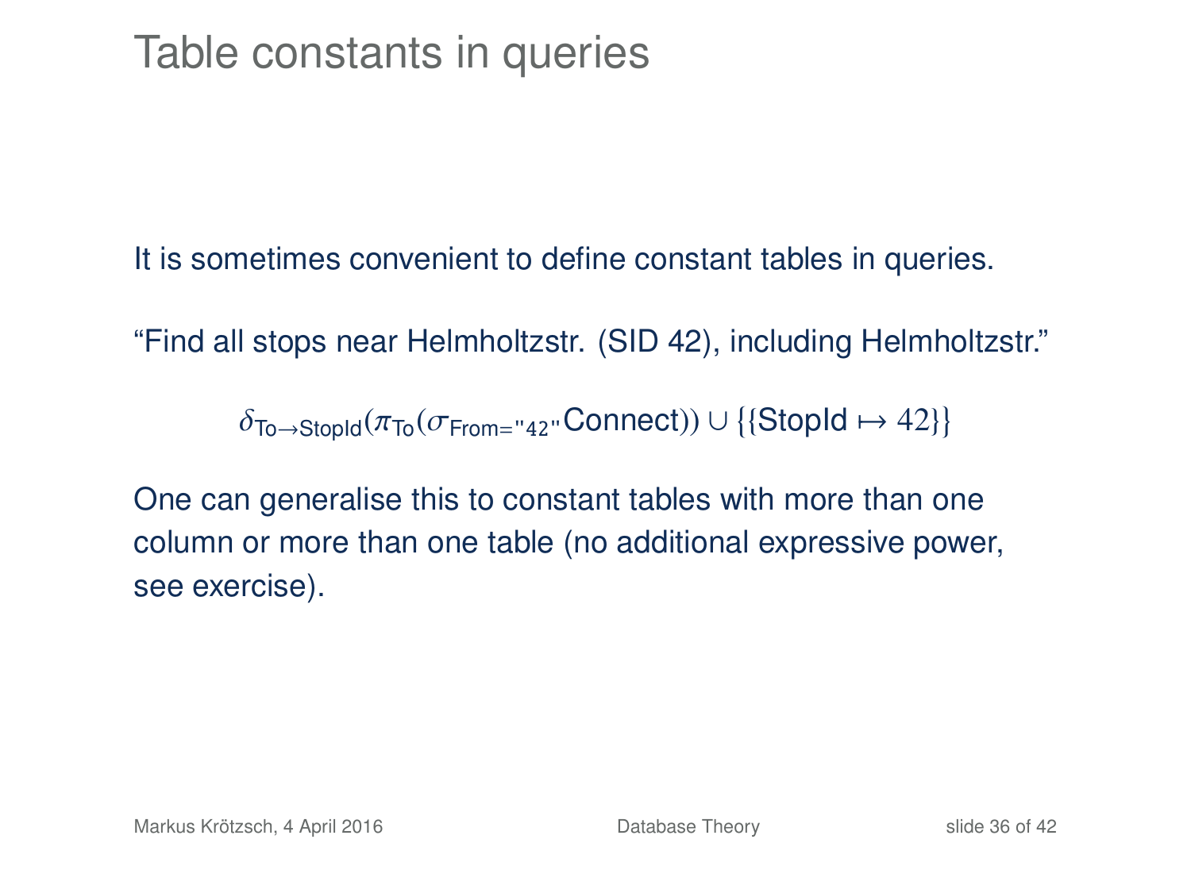# Table constants in queries

It is sometimes convenient to define constant tables in queries.

“Find all stops near Helmholtzstr. (SID 42), including Helmholtzstr.”

$$\delta_{\mathsf{To}\to\mathsf{StopId}}(\pi_{\mathsf{To}}(\sigma_{\mathsf{From}=\texttt{"42"}}\mathsf{Connect})) \cup \{\{\mathsf{StopId} \mapsto 42\}\}$$

One can generalise this to constant tables with more than one column or more than one table (no additional expressive power, see exercise).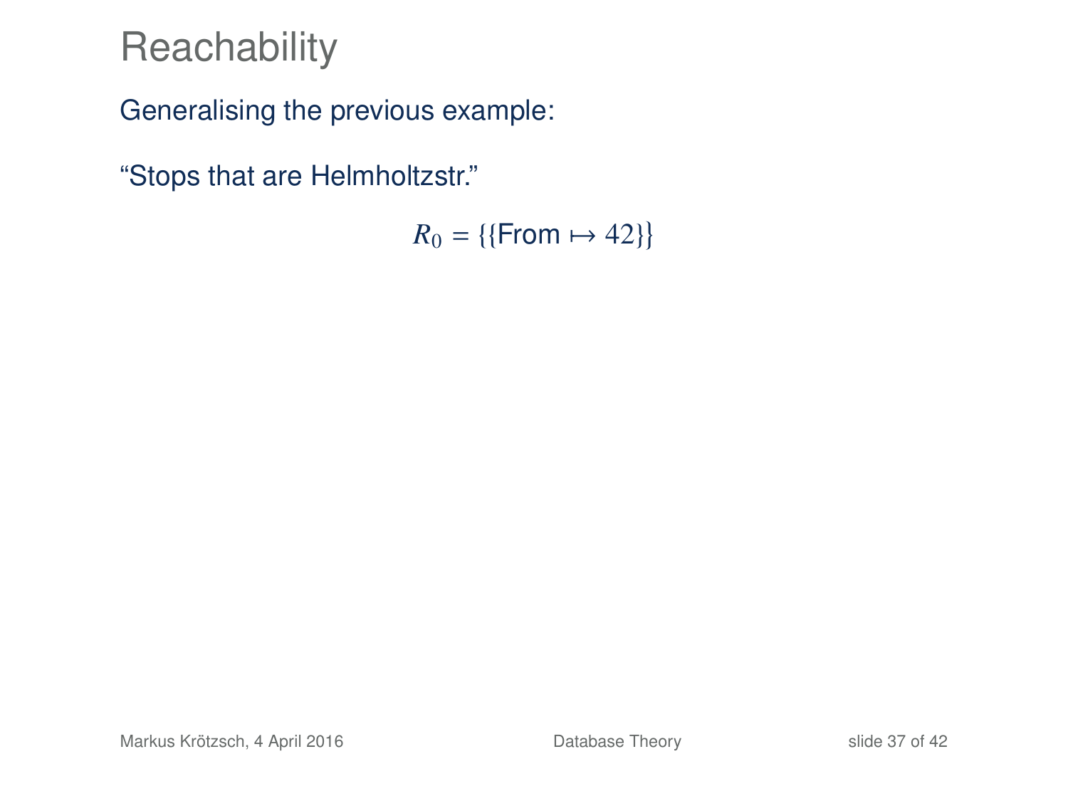# Reachability

Generalising the previous example:

"Stops that are Helmholtzstr."

$$R_0 = \{\{\text{From} \mapsto 42\}\}$$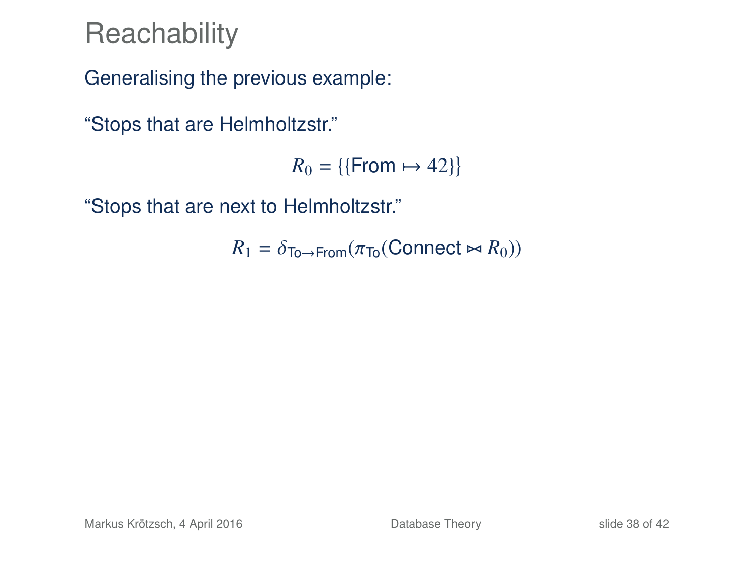# Reachability

Generalising the previous example:

"Stops that are Helmholtzstr."

$$R_0 = \{\{\text{From} \mapsto 42\}\}$$

"Stops that are next to Helmholtzstr."

$$R_1 = \delta_{\text{To}\to\text{From}}(\pi_{\text{To}}(\text{Connect} \bowtie R_0))$$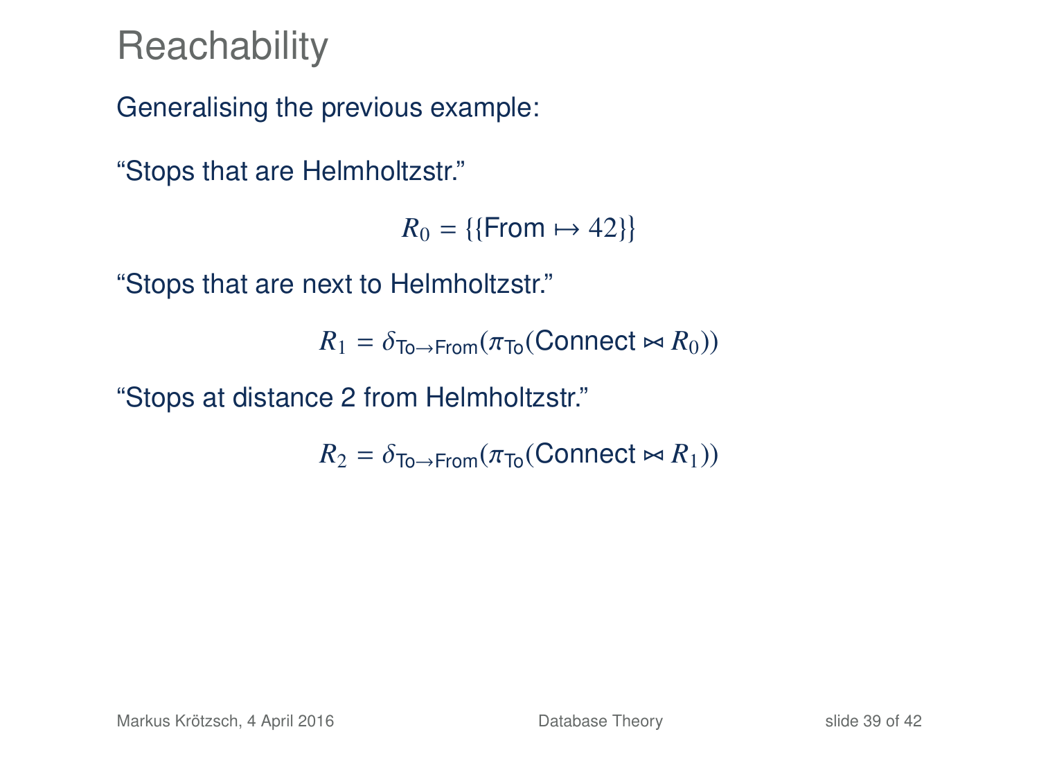# Reachability

Generalising the previous example:

"Stops that are Helmholtzstr."

$$R_0 = \{\{\mathsf{From} \mapsto 42\}\}$$

"Stops that are next to Helmholtzstr."

$$R_1 = \delta_{\mathsf{To}\to\mathsf{From}}(\pi_{\mathsf{To}}(\mathsf{Connect} \bowtie R_0))$$

"Stops at distance 2 from Helmholtzstr."

$$R_2 = \delta_{\mathsf{To}\to\mathsf{From}}(\pi_{\mathsf{To}}(\mathsf{Connect} \bowtie R_1))$$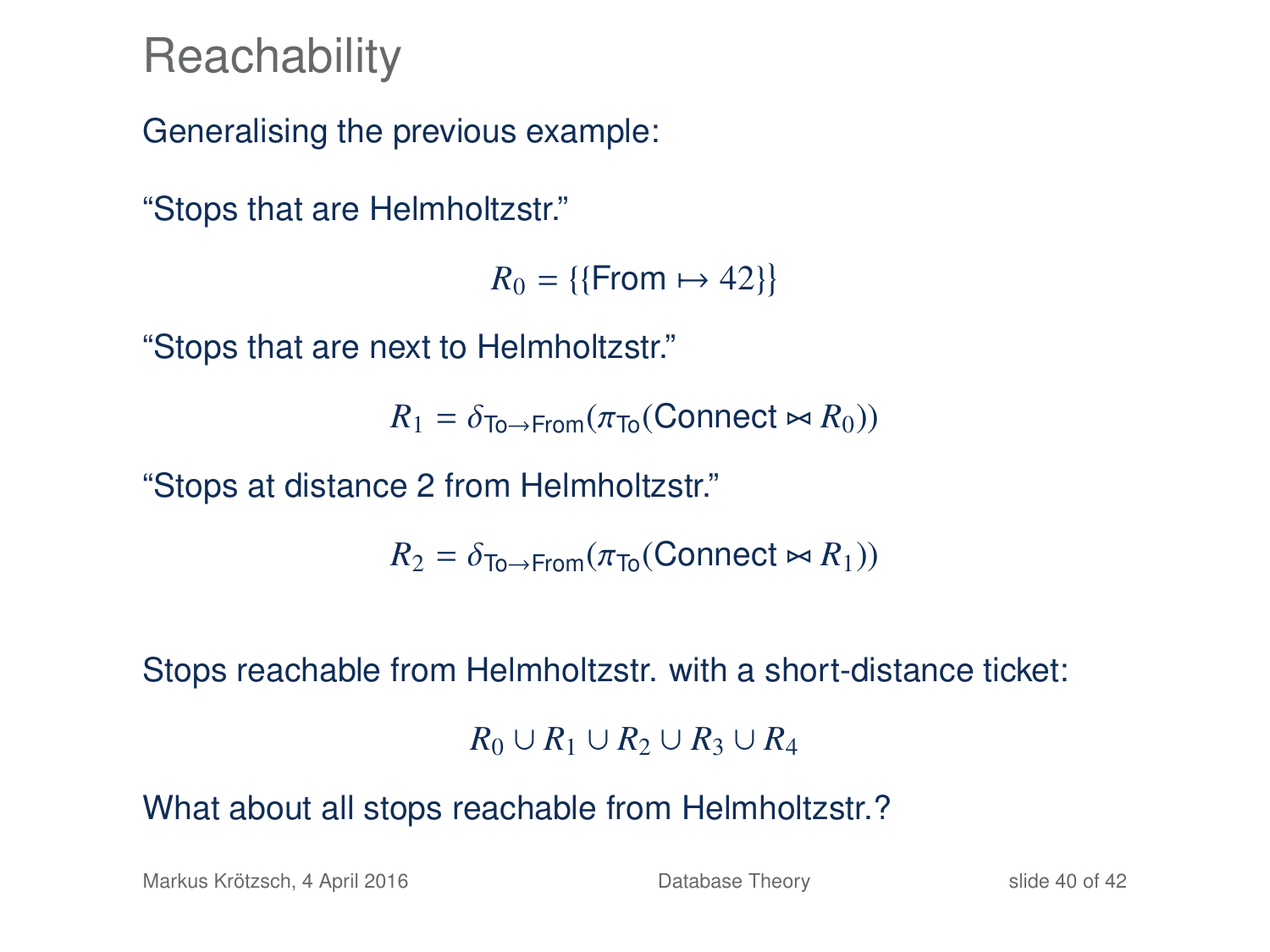# Reachability

Generalising the previous example:

"Stops that are Helmholtzstr."

$$R_0 = \{\{\mathsf{From} \mapsto 42\}\}$$

"Stops that are next to Helmholtzstr."

$$R_1 = \delta_{\mathsf{To}\to\mathsf{From}}(\pi_{\mathsf{To}}(\mathsf{Connect} \bowtie R_0))$$

"Stops at distance 2 from Helmholtzstr."

$$R_2 = \delta_{\mathsf{To}\to\mathsf{From}}(\pi_{\mathsf{To}}(\mathsf{Connect} \bowtie R_1))$$

Stops reachable from Helmholtzstr. with a short-distance ticket:

$$R_0 \cup R_1 \cup R_2 \cup R_3 \cup R_4$$

What about all stops reachable from Helmholtzstr.?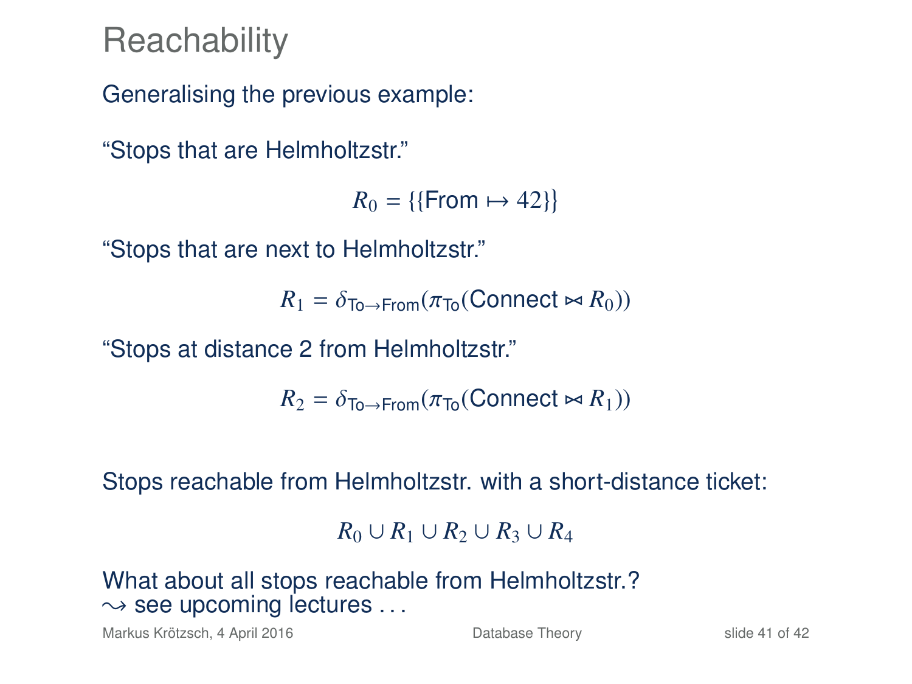# Reachability

Generalising the previous example:

"Stops that are Helmholtzstr."

$$R_0 = \{\{\mathsf{From} \mapsto 42\}\}$$

"Stops that are next to Helmholtzstr."

$$R_1 = \delta_{\mathsf{To}\to\mathsf{From}}(\pi_{\mathsf{To}}(\mathsf{Connect} \bowtie R_0))$$

"Stops at distance 2 from Helmholtzstr."

$$R_2 = \delta_{\mathsf{To}\to\mathsf{From}}(\pi_{\mathsf{To}}(\mathsf{Connect} \bowtie R_1))$$

Stops reachable from Helmholtzstr. with a short-distance ticket:

$$R_0 \cup R_1 \cup R_2 \cup R_3 \cup R_4$$

What about all stops reachable from Helmholtzstr.?
$\leadsto$ see upcoming lectures . . .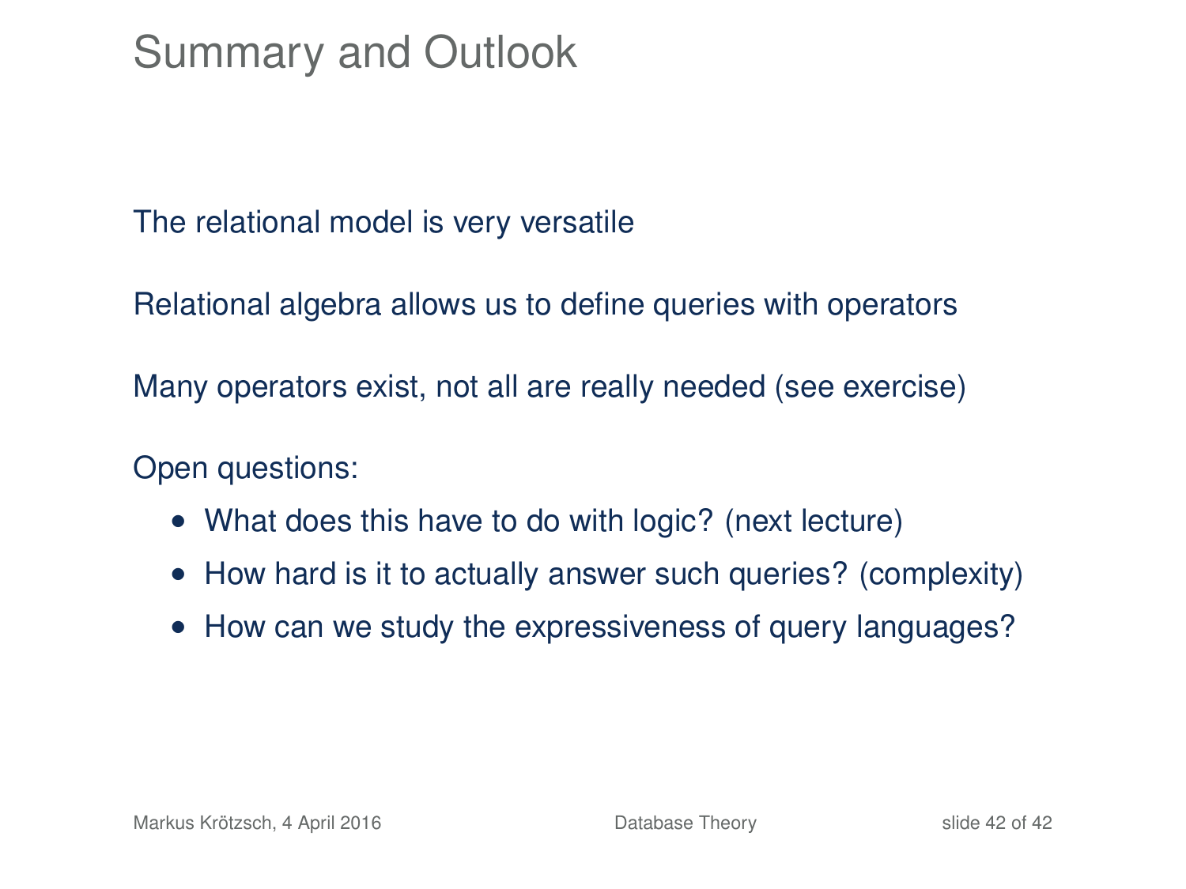# Summary and Outlook

The relational model is very versatile

Relational algebra allows us to define queries with operators

Many operators exist, not all are really needed (see exercise)

Open questions:

- What does this have to do with logic? (next lecture)
- How hard is it to actually answer such queries? (complexity)
- How can we study the expressiveness of query languages?